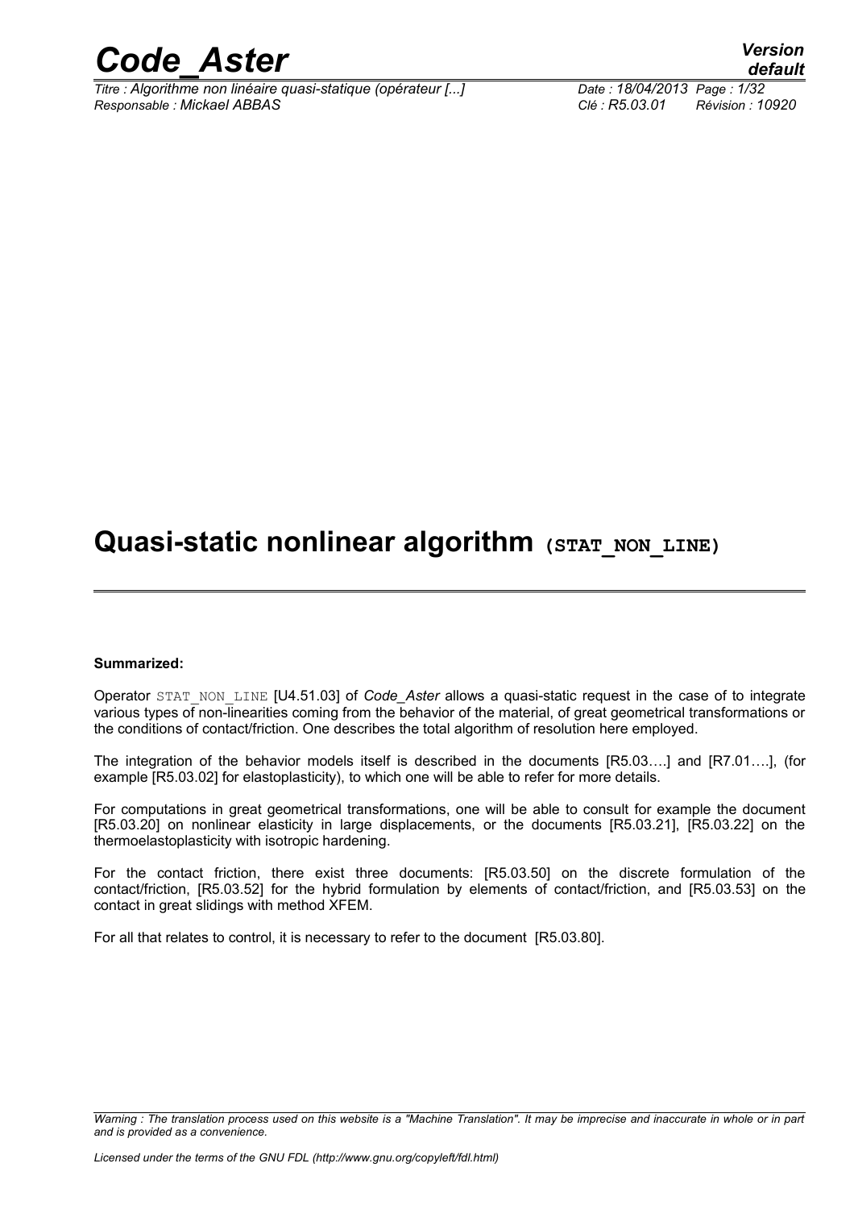# Quasi-static nonlinear algorithm (STAT_NON_LINE)

**Summarized:**

Operator STAT_NON_LINE [U4.51.03] of *Code_Aster* allows a quasi-static request in the case of to integrate various types of non-linearities coming from the behavior of the material, of great geometrical transformations or the conditions of contact/friction. One describes the total algorithm of resolution here employed.

The integration of the behavior models itself is described in the documents [R5.03….] and [R7.01….], (for example [R5.03.02] for elastoplasticity), to which one will be able to refer for more details.

For computations in great geometrical transformations, one will be able to consult for example the document [R5.03.20] on nonlinear elasticity in large displacements, or the documents [R5.03.21], [R5.03.22] on the thermoelastoplasticity with isotropic hardening.

For the contact friction, there exist three documents: [R5.03.50] on the discrete formulation of the contact/friction, [R5.03.52] for the hybrid formulation by elements of contact/friction, and [R5.03.53] on the contact in great slidings with method XFEM.

For all that relates to control, it is necessary to refer to the document [R5.03.80].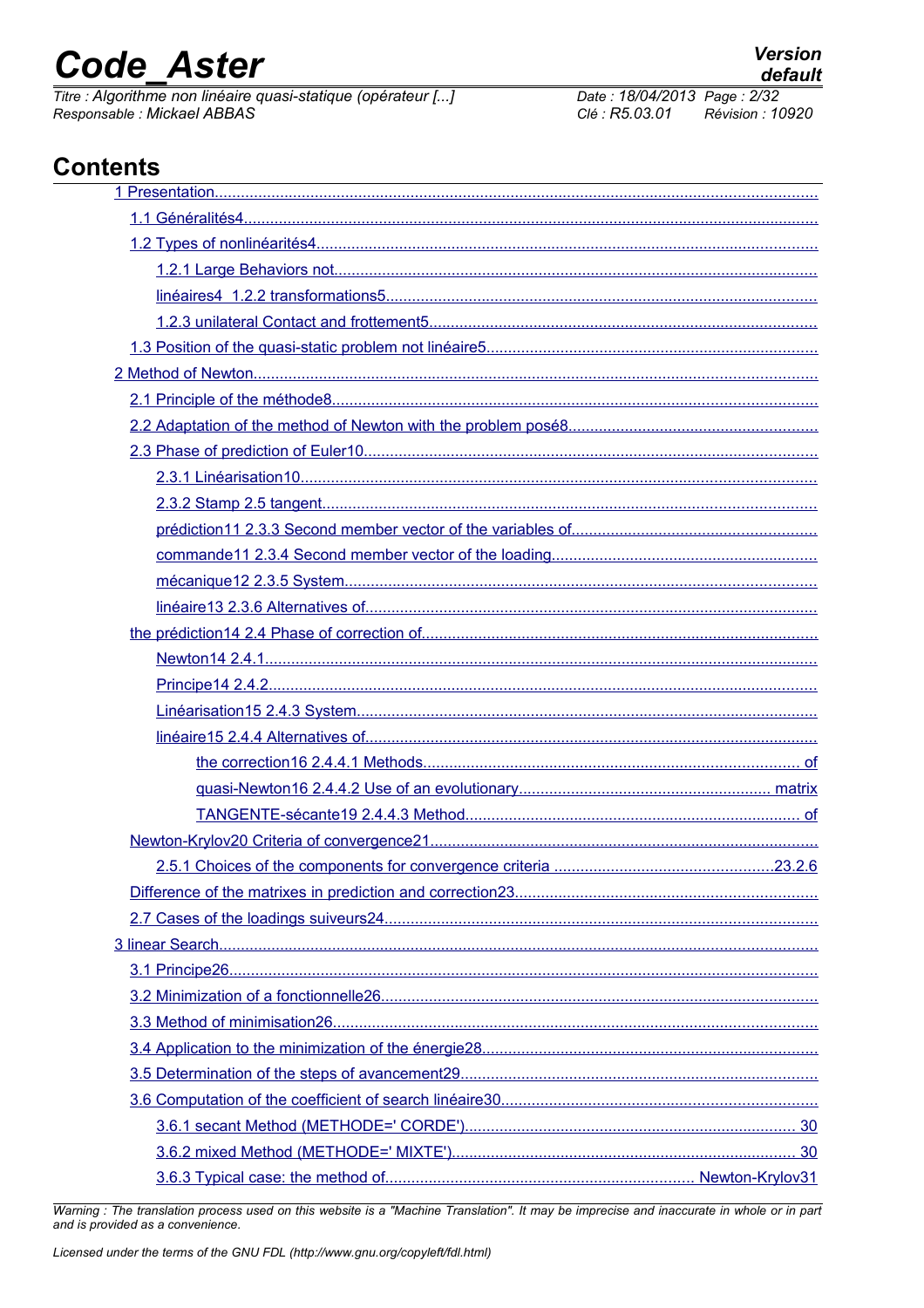# Contents

1 Presentation.........................................................................................................................................

1.1 Généralités4.....................................................................................................................................

1.2 Types of nonlinéarités4....................................................................................................................

1.2.1 Large Behaviors not...............................................................................................................

linéaires4 1.2.2 transformations5...................................................................................................

1.2.3 unilateral Contact and frottement5..........................................................................................

1.3 Position of the quasi-static problem not linéaire5............................................................................

2 Method of Newton..................................................................................................................................

2.1 Principle of the méthode8.................................................................................................................

2.2 Adaptation of the method of Newton with the problem posé8..........................................................

2.3 Phase of prediction of Euler10.........................................................................................................

2.3.1 Linéarisation10.......................................................................................................................

2.3.2 Stamp 2.5 tangent..................................................................................................................

prédiction11 2.3.3 Second member vector of the variables of.........................................................

commande11 2.3.4 Second member vector of the loading..............................................................

mécanique12 2.3.5 System.............................................................................................................

linéaire13 2.3.6 Alternatives of.........................................................................................................

the prédiction14 2.4 Phase of correction of...........................................................................................

Newton14 2.4.1..............................................................................................................................

Principe14 2.4.2.............................................................................................................................

Linéarisation15 2.4.3 System..........................................................................................................

linéaire15 2.4.4 Alternatives of.........................................................................................................

the correction16 2.4.4.1 Methods...................................................................................... of

quasi-Newton16 2.4.4.2 Use of an evolutionary........................................................... matrix

TANGENTE-sécante19 2.4.4.3 Method............................................................................. of

Newton-Krylov20 Criteria of convergence21.........................................................................................

2.5.1 Choices of the components for convergence criteria ..................................................23.2.6

Difference of the matrixes in prediction and correction23.....................................................................

2.7 Cases of the loadings suiveurs24...................................................................................................

3 linear Search.........................................................................................................................................

3.1 Principe26.......................................................................................................................................

3.2 Minimization of a fonctionnelle26....................................................................................................

3.3 Method of minimisation26................................................................................................................

3.4 Application to the minimization of the énergie28.............................................................................

3.5 Determination of the steps of avancement29..................................................................................

3.6 Computation of the coefficient of search linéaire30........................................................................

3.6.1 secant Method (METHODE=' CORDE')............................................................................ 30

3.6.2 mixed Method (METHODE=' MIXTE')............................................................................... 30

3.6.3 Typical case: the method of....................................................................... Newton-Krylov31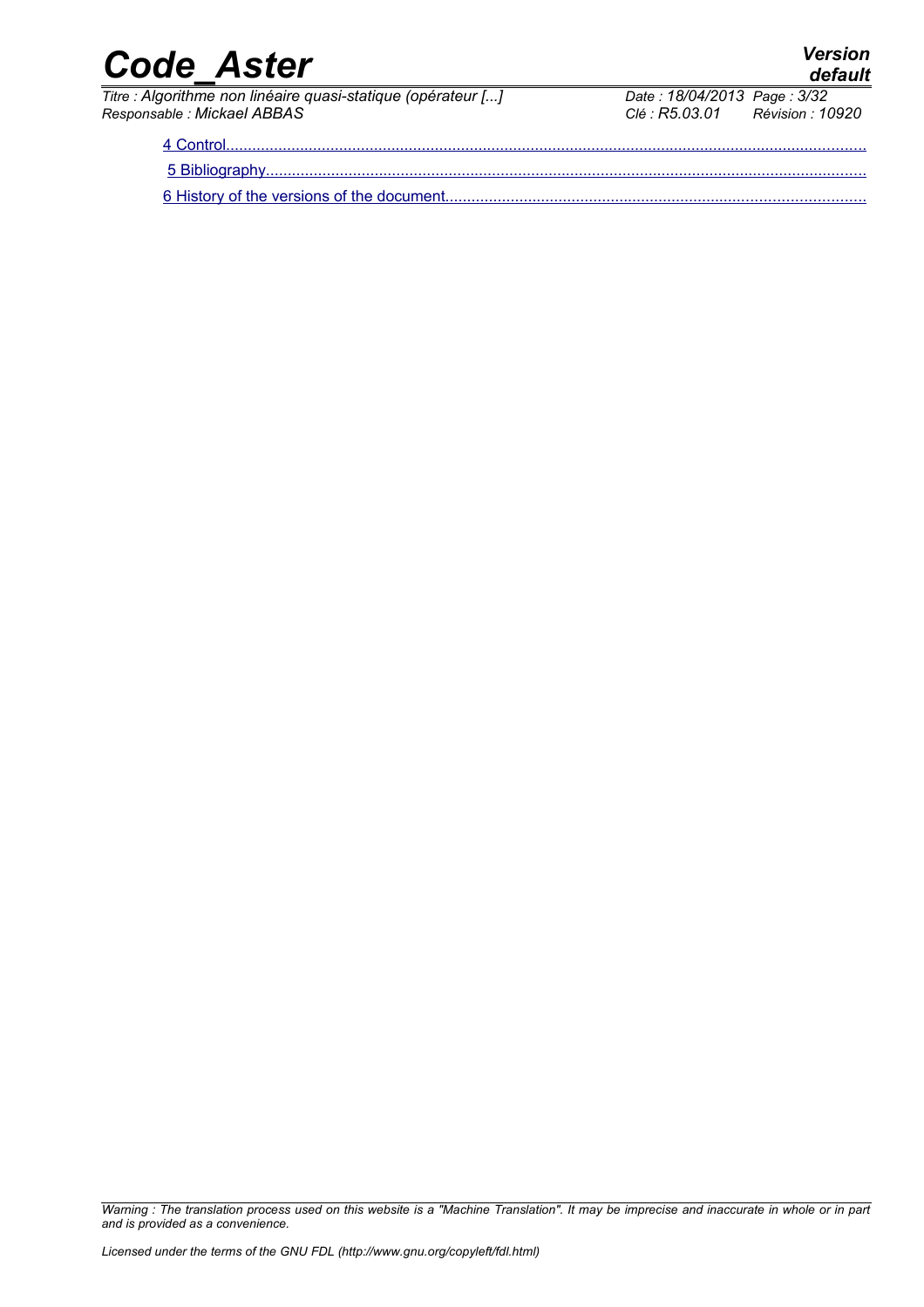4 Control

5 Bibliography

6 History of the versions of the document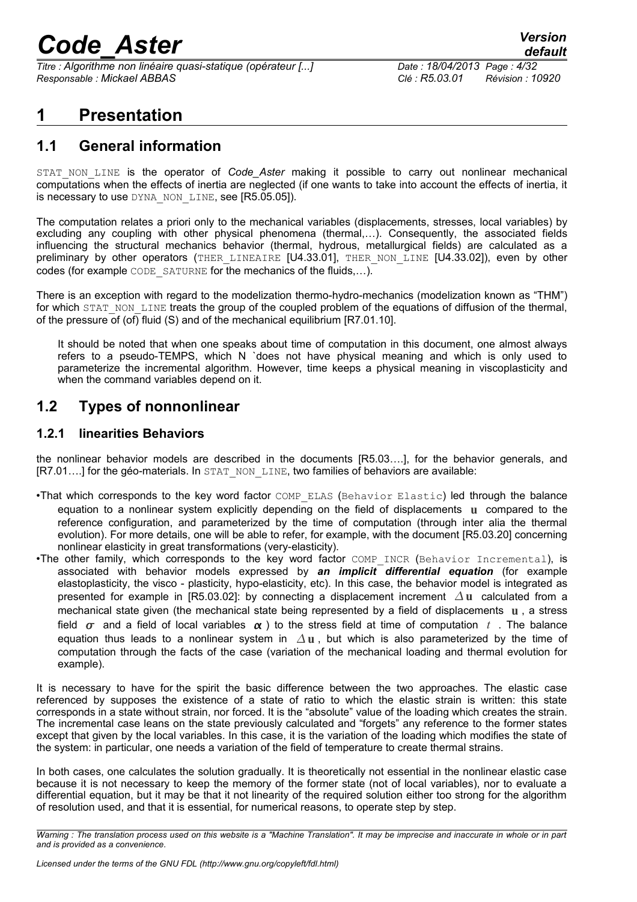# 1 Presentation

## 1.1 General information

STAT_NON_LINE is the operator of *Code_Aster* making it possible to carry out nonlinear mechanical computations when the effects of inertia are neglected (if one wants to take into account the effects of inertia, it is necessary to use DYNA_NON_LINE, see [R5.05.05]).

The computation relates a priori only to the mechanical variables (displacements, stresses, local variables) by excluding any coupling with other physical phenomena (thermal,…). Consequently, the associated fields influencing the structural mechanics behavior (thermal, hydrous, metallurgical fields) are calculated as a preliminary by other operators (THER_LINEAIRE [U4.33.01], THER_NON_LINE [U4.33.02]), even by other codes (for example CODE_SATURNE for the mechanics of the fluids,…).

There is an exception with regard to the modelization thermo-hydro-mechanics (modelization known as "THM") for which STAT_NON_LINE treats the group of the coupled problem of the equations of diffusion of the thermal, of the pressure of (of) fluid (S) and of the mechanical equilibrium [R7.01.10].

> It should be noted that when one speaks about time of computation in this document, one almost always refers to a pseudo-TEMPS, which N `does not have physical meaning and which is only used to parameterize the incremental algorithm. However, time keeps a physical meaning in viscoplasticity and when the command variables depend on it.

## 1.2 Types of nonnonlinear

### 1.2.1 linearities Behaviors

the nonlinear behavior models are described in the documents [R5.03….], for the behavior generals, and [R7.01….] for the géo-materials. In STAT_NON_LINE, two families of behaviors are available:

- That which corresponds to the key word factor COMP_ELAS (Behavior Elastic) led through the balance equation to a nonlinear system explicitly depending on the field of displacements $\mathbf{u}$ compared to the reference configuration, and parameterized by the time of computation (through inter alia the thermal evolution). For more details, one will be able to refer, for example, with the document [R5.03.20] concerning nonlinear elasticity in great transformations (very-elasticity).
- The other family, which corresponds to the key word factor COMP_INCR (Behavior Incremental), is associated with behavior models expressed by ***an implicit differential equation*** (for example elastoplasticity, the visco - plasticity, hypo-elasticity, etc). In this case, the behavior model is integrated as presented for example in [R5.03.02]: by connecting a displacement increment $\Delta\mathbf{u}$ calculated from a mechanical state given (the mechanical state being represented by a field of displacements $\mathbf{u}$, a stress field $\boldsymbol{\sigma}$ and a field of local variables $\boldsymbol{\alpha}$) to the stress field at time of computation $t$. The balance equation thus leads to a nonlinear system in $\Delta\mathbf{u}$, but which is also parameterized by the time of computation through the facts of the case (variation of the mechanical loading and thermal evolution for example).

It is necessary to have for the spirit the basic difference between the two approaches. The elastic case referenced by supposes the existence of a state of ratio to which the elastic strain is written: this state corresponds in a state without strain, nor forced. It is the "absolute" value of the loading which creates the strain. The incremental case leans on the state previously calculated and "forgets" any reference to the former states except that given by the local variables. In this case, it is the variation of the loading which modifies the state of the system: in particular, one needs a variation of the field of temperature to create thermal strains.

In both cases, one calculates the solution gradually. It is theoretically not essential in the nonlinear elastic case because it is not necessary to keep the memory of the former state (not of local variables), nor to evaluate a differential equation, but it may be that it not linearity of the required solution either too strong for the algorithm of resolution used, and that it is essential, for numerical reasons, to operate step by step.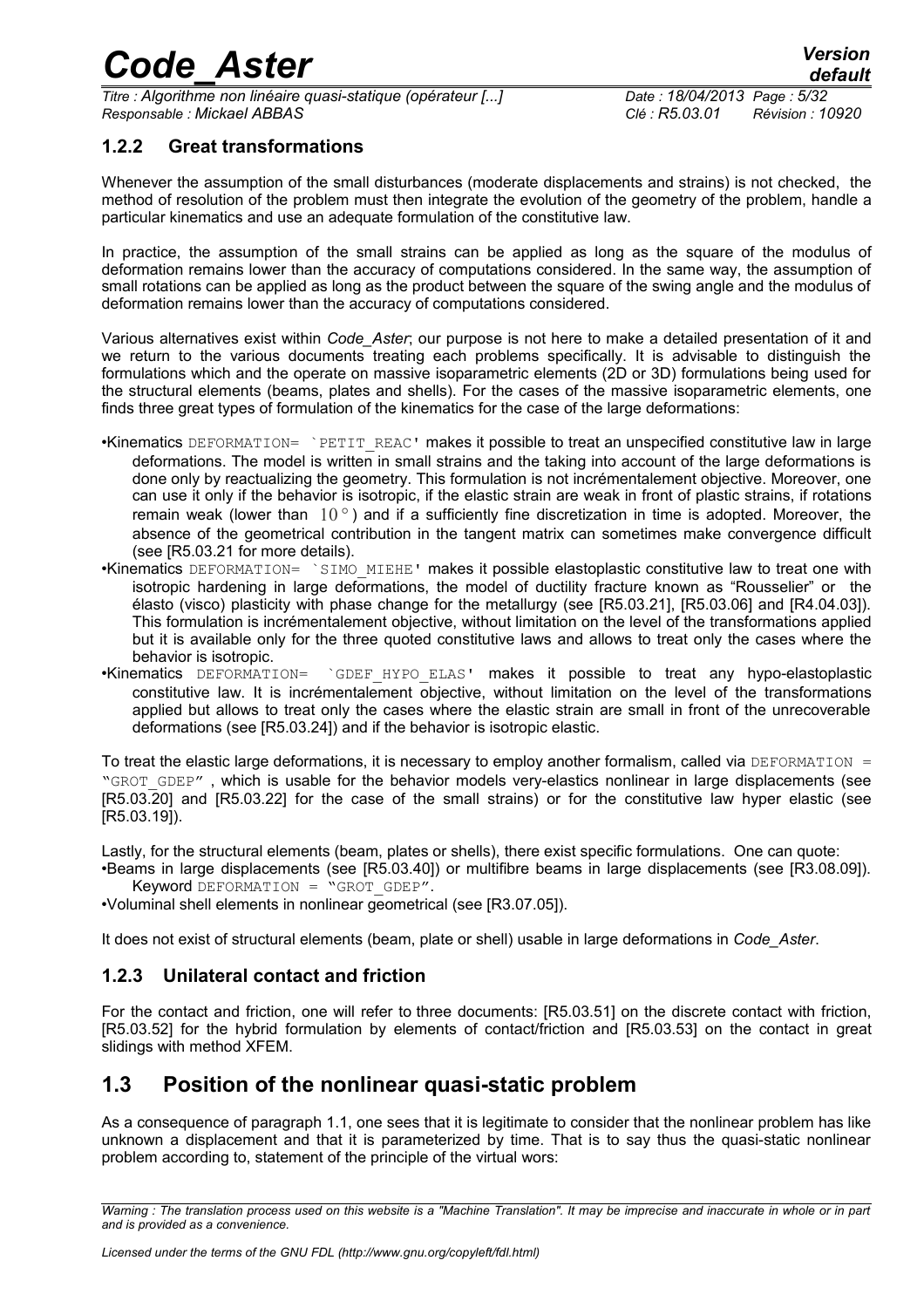### 1.2.2 Great transformations

Whenever the assumption of the small disturbances (moderate displacements and strains) is not checked, the method of resolution of the problem must then integrate the evolution of the geometry of the problem, handle a particular kinematics and use an adequate formulation of the constitutive law.

In practice, the assumption of the small strains can be applied as long as the square of the modulus of deformation remains lower than the accuracy of computations considered. In the same way, the assumption of small rotations can be applied as long as the product between the square of the swing angle and the modulus of deformation remains lower than the accuracy of computations considered.

Various alternatives exist within *Code_Aster*; our purpose is not here to make a detailed presentation of it and we return to the various documents treating each problems specifically. It is advisable to distinguish the formulations which and the operate on massive isoparametric elements (2D or 3D) formulations being used for the structural elements (beams, plates and shells). For the cases of the massive isoparametric elements, one finds three great types of formulation of the kinematics for the case of the large deformations:

- Kinematics `DEFORMATION= 'PETIT_REAC'` makes it possible to treat an unspecified constitutive law in large deformations. The model is written in small strains and the taking into account of the large deformations is done only by reactualizing the geometry. This formulation is not incrémentalement objective. Moreover, one can use it only if the behavior is isotropic, if the elastic strain are weak in front of plastic strains, if rotations remain weak (lower than $10°$) and if a sufficiently fine discretization in time is adopted. Moreover, the absence of the geometrical contribution in the tangent matrix can sometimes make convergence difficult (see [R5.03.21 for more details).
- Kinematics `DEFORMATION= 'SIMO_MIEHE'` makes it possible elastoplastic constitutive law to treat one with isotropic hardening in large deformations, the model of ductility fracture known as "Rousselier" or the élasto (visco) plasticity with phase change for the metallurgy (see [R5.03.21], [R5.03.06] and [R4.04.03]). This formulation is incrémentalement objective, without limitation on the level of the transformations applied but it is available only for the three quoted constitutive laws and allows to treat only the cases where the behavior is isotropic.
- Kinematics `DEFORMATION= 'GDEF_HYPO_ELAS'` makes it possible to treat any hypo-elastoplastic constitutive law. It is incrémentalement objective, without limitation on the level of the transformations applied but allows to treat only the cases where the elastic strain are small in front of the unrecoverable deformations (see [R5.03.24]) and if the behavior is isotropic elastic.

To treat the elastic large deformations, it is necessary to employ another formalism, called via `DEFORMATION = "GROT_GDEP"` , which is usable for the behavior models very-elastics nonlinear in large displacements (see [R5.03.20] and [R5.03.22] for the case of the small strains) or for the constitutive law hyper elastic (see [R5.03.19]).

Lastly, for the structural elements (beam, plates or shells), there exist specific formulations. One can quote:

- Beams in large displacements (see [R5.03.40]) or multifibre beams in large displacements (see [R3.08.09]). Keyword `DEFORMATION = "GROT_GDEP"`.
- Voluminal shell elements in nonlinear geometrical (see [R3.07.05]).

It does not exist of structural elements (beam, plate or shell) usable in large deformations in *Code_Aster*.

### 1.2.3 Unilateral contact and friction

For the contact and friction, one will refer to three documents: [R5.03.51] on the discrete contact with friction, [R5.03.52] for the hybrid formulation by elements of contact/friction and [R5.03.53] on the contact in great slidings with method XFEM.

## 1.3 Position of the nonlinear quasi-static problem

As a consequence of paragraph 1.1, one sees that it is legitimate to consider that the nonlinear problem has like unknown a displacement and that it is parameterized by time. That is to say thus the quasi-static nonlinear problem according to, statement of the principle of the virtual wors: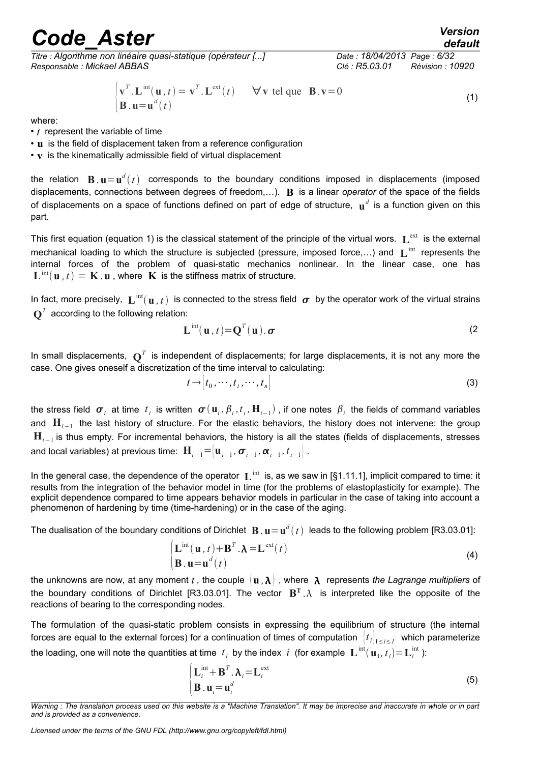$$\begin{cases} \mathbf{v}^T.\mathbf{L}^{\text{int}}(\mathbf{u},t)=\mathbf{v}^T.\mathbf{L}^{\text{ext}}(t) & \forall \mathbf{v} \text{ tel que } \mathbf{B}.\mathbf{v}=0 \\ \mathbf{B}.\mathbf{u}=\mathbf{u}^d(t) \end{cases} \tag{1}$$

where:

- $t$ represent the variable of time
- $\mathbf{u}$ is the field of displacement taken from a reference configuration
- $\mathbf{v}$ is the kinematically admissible field of virtual displacement

the relation $\mathbf{B}.\mathbf{u}=\mathbf{u}^d(t)$ corresponds to the boundary conditions imposed in displacements (imposed displacements, connections between degrees of freedom,…). $\mathbf{B}$ is a linear *operator* of the space of the fields of displacements on a space of functions defined on part of edge of structure, $\mathbf{u}^d$ is a function given on this part.

This first equation (equation 1) is the classical statement of the principle of the virtual wors. $\mathbf{L}^{\text{ext}}$ is the external mechanical loading to which the structure is subjected (pressure, imposed force,…) and $\mathbf{L}^{\text{int}}$ represents the internal forces of the problem of quasi-static mechanics nonlinear. In the linear case, one has $\mathbf{L}^{\text{int}}(\mathbf{u},t) = \mathbf{K}.\mathbf{u}$, where $\mathbf{K}$ is the stiffness matrix of structure.

In fact, more precisely, $\mathbf{L}^{\text{int}}(\mathbf{u},t)$ is connected to the stress field $\boldsymbol{\sigma}$ by the operator work of the virtual strains $\mathbf{Q}^T$ according to the following relation:

$$\mathbf{L}^{\text{int}}(\mathbf{u},t)=\mathbf{Q}^T(\mathbf{u}).\boldsymbol{\sigma} \tag{2}$$

In small displacements, $\mathbf{Q}^T$ is independent of displacements; for large displacements, it is not any more the case. One gives oneself a discretization of the time interval to calculating:

$$t \rightarrow [t_0,\cdots,t_i,\cdots,t_n] \tag{3}$$

the stress field $\boldsymbol{\sigma}_i$ at time $t_i$ is written $\boldsymbol{\sigma}(\mathbf{u}_i,\beta_i,t_i,\mathbf{H}_{i-1})$, if one notes $\beta_i$ the fields of command variables and $\mathbf{H}_{i-1}$ the last history of structure. For the elastic behaviors, the history does not intervene: the group $\mathbf{H}_{i-1}$ is thus empty. For incremental behaviors, the history is all the states (fields of displacements, stresses and local variables) at previous time: $\mathbf{H}_{i-1}=\{\mathbf{u}_{i-1},\boldsymbol{\sigma}_{i-1},\boldsymbol{\alpha}_{i-1},t_{i-1}\}$.

In the general case, the dependence of the operator $\mathbf{L}^{\text{int}}$ is, as we saw in [§1.11.1], implicit compared to time: it results from the integration of the behavior model in time (for the problems of elastoplasticity for example). The explicit dependence compared to time appears behavior models in particular in the case of taking into account a phenomenon of hardening by time (time-hardening) or in the case of the aging.

The dualisation of the boundary conditions of Dirichlet $\mathbf{B}.\mathbf{u}=\mathbf{u}^d(t)$ leads to the following problem [R3.03.01]:

$$\begin{cases} \mathbf{L}^{\text{int}}(\mathbf{u},t)+\mathbf{B}^T.\boldsymbol{\lambda}=\mathbf{L}^{\text{ext}}(t) \\ \mathbf{B}.\mathbf{u}=\mathbf{u}^d(t) \end{cases} \tag{4}$$

the unknowns are now, at any moment $t$, the couple $(\mathbf{u},\boldsymbol{\lambda})$, where $\boldsymbol{\lambda}$ represents *the Lagrange multipliers* of the boundary conditions of Dirichlet [R3.03.01]. The vector $\mathbf{B}^\mathbf{T}.\lambda$ is interpreted like the opposite of the reactions of bearing to the corresponding nodes.

The formulation of the quasi-static problem consists in expressing the equilibrium of structure (the internal forces are equal to the external forces) for a continuation of times of computation $\{t_i\}_{1\leq i\leq I}$ which parameterize the loading, one will note the quantities at time $t_i$ by the index $i$ (for example $\mathbf{L}^{\text{int}}(\mathbf{u}_\mathbf{i},t_i)=\mathbf{L}_i^{\text{int}}$):

$$\begin{cases} \mathbf{L}_i^{\text{int}}+\mathbf{B}^T.\boldsymbol{\lambda}_i=\mathbf{L}_i^{\text{ext}} \\ \mathbf{B}.\mathbf{u}_i=\mathbf{u}_i^d \end{cases} \tag{5}$$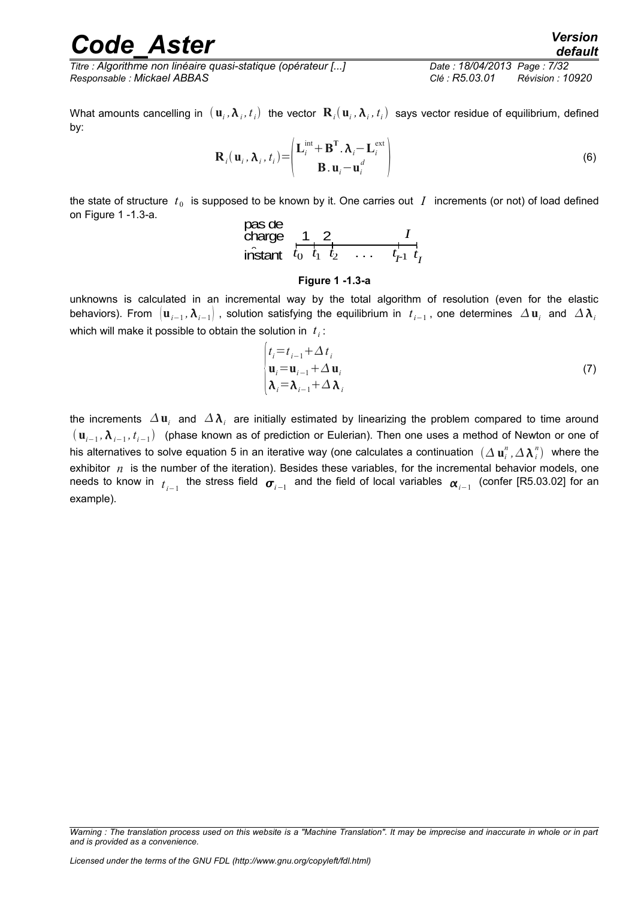What amounts cancelling in $(\mathbf{u}_i, \boldsymbol{\lambda}_i, t_i)$ the vector $\mathbf{R}_i(\mathbf{u}_i, \boldsymbol{\lambda}_i, t_i)$ says vector residue of equilibrium, defined by:

$$\mathbf{R}_i(\mathbf{u}_i, \boldsymbol{\lambda}_i, t_i) = \begin{pmatrix} \mathbf{L}_i^{\text{int}} + \mathbf{B}^{\mathbf{T}} . \boldsymbol{\lambda}_i - \mathbf{L}_i^{\text{ext}} \\ \mathbf{B} . \mathbf{u}_i - \mathbf{u}_i^d \end{pmatrix} \tag{6}$$

the state of structure $t_0$ is supposed to be known by it. One carries out $I$ increments (or not) of load defined on Figure 1 -1.3-a.

```
pas de
charge    1   2              I
instant  t0  t1  t2   . . .   tI-1  tI
```

**Figure 1 -1.3-a**

unknowns is calculated in an incremental way by the total algorithm of resolution (even for the elastic behaviors). From $(\mathbf{u}_{i-1}, \boldsymbol{\lambda}_{i-1})$, solution satisfying the equilibrium in $t_{i-1}$, one determines $\Delta \mathbf{u}_i$ and $\Delta \boldsymbol{\lambda}_i$ which will make it possible to obtain the solution in $t_i$:

$$\begin{cases} t_i = t_{i-1} + \Delta t_i \\ \mathbf{u}_i = \mathbf{u}_{i-1} + \Delta \mathbf{u}_i \\ \boldsymbol{\lambda}_i = \boldsymbol{\lambda}_{i-1} + \Delta \boldsymbol{\lambda}_i \end{cases} \tag{7}$$

the increments $\Delta \mathbf{u}_i$ and $\Delta \boldsymbol{\lambda}_i$ are initially estimated by linearizing the problem compared to time around $(\mathbf{u}_{i-1}, \boldsymbol{\lambda}_{i-1}, t_{i-1})$ (phase known as of prediction or Eulerian). Then one uses a method of Newton or one of his alternatives to solve equation 5 in an iterative way (one calculates a continuation $(\Delta \mathbf{u}_i^n, \Delta \boldsymbol{\lambda}_i^n)$ where the exhibitor $n$ is the number of the iteration). Besides these variables, for the incremental behavior models, one needs to know in $t_{i-1}$ the stress field $\boldsymbol{\sigma}_{i-1}$ and the field of local variables $\boldsymbol{\alpha}_{i-1}$ (confer [R5.03.02] for an example).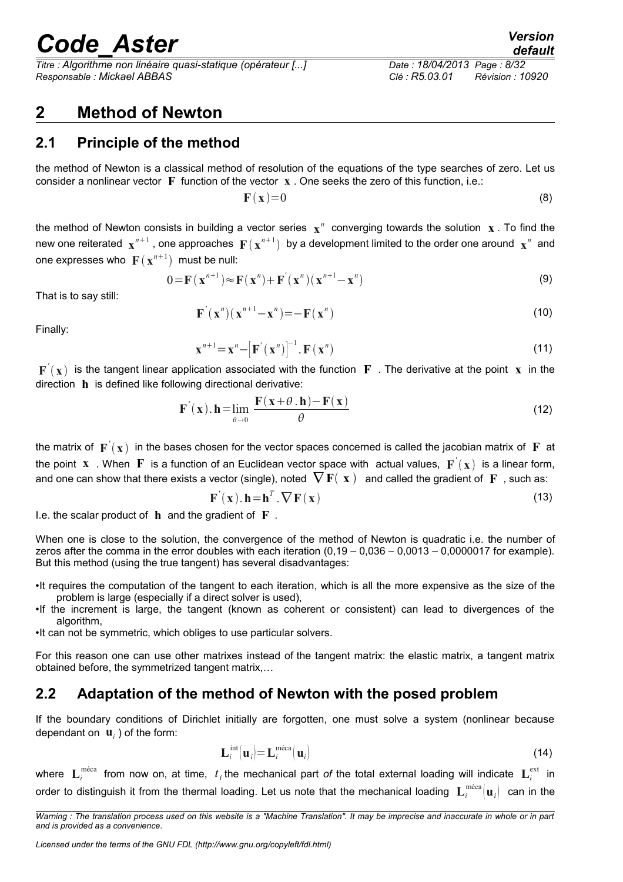## 2 Method of Newton

### 2.1 Principle of the method

the method of Newton is a classical method of resolution of the equations of the type searches of zero. Let us consider a nonlinear vector $\mathbf{F}$ function of the vector $\mathbf{x}$ . One seeks the zero of this function, i.e.:

$$\mathbf{F}(\mathbf{x})=0 \tag{8}$$

the method of Newton consists in building a vector series $\mathbf{x}^n$ converging towards the solution $\mathbf{x}$ . To find the new one reiterated $\mathbf{x}^{n+1}$ , one approaches $\mathbf{F}(\mathbf{x}^{n+1})$ by a development limited to the order one around $\mathbf{x}^n$ and one expresses who $\mathbf{F}(\mathbf{x}^{n+1})$ must be null:

$$0=\mathbf{F}(\mathbf{x}^{n+1})\approx\mathbf{F}(\mathbf{x}^n)+\mathbf{F}^{'}(\mathbf{x}^n)(\mathbf{x}^{n+1}-\mathbf{x}^n) \tag{9}$$

That is to say still:

$$\mathbf{F}^{'}(\mathbf{x}^n)(\mathbf{x}^{n+1}-\mathbf{x}^n)=-\mathbf{F}(\mathbf{x}^n) \tag{10}$$

Finally:

$$\mathbf{x}^{n+1}=\mathbf{x}^n-\left[\mathbf{F}^{'}(\mathbf{x}^n)\right]^{-1}.\mathbf{F}(\mathbf{x}^n) \tag{11}$$

$\mathbf{F}^{'}(\mathbf{x})$ is the tangent linear application associated with the function $\mathbf{F}$ . The derivative at the point $\mathbf{x}$ in the direction $\mathbf{h}$ is defined like following directional derivative:

$$\mathbf{F}^{'}(\mathbf{x}).\mathbf{h}=\lim_{\theta\to 0}\frac{\mathbf{F}(\mathbf{x}+\theta.\mathbf{h})-\mathbf{F}(\mathbf{x})}{\theta} \tag{12}$$

the matrix of $\mathbf{F}^{'}(\mathbf{x})$ in the bases chosen for the vector spaces concerned is called the jacobian matrix of $\mathbf{F}$ at the point $\mathbf{x}$ . When $\mathbf{F}$ is a function of an Euclidean vector space with actual values, $\mathbf{F}^{'}(\mathbf{x})$ is a linear form, and one can show that there exists a vector (single), noted $\nabla\mathbf{F}(\mathbf{x})$ and called the gradient of $\mathbf{F}$ , such as:

$$\mathbf{F}^{'}(\mathbf{x}).\mathbf{h}=\mathbf{h}^T.\nabla\mathbf{F}(\mathbf{x}) \tag{13}$$

I.e. the scalar product of $\mathbf{h}$ and the gradient of $\mathbf{F}$ .

When one is close to the solution, the convergence of the method of Newton is quadratic i.e. the number of zeros after the comma in the error doubles with each iteration (0,19 – 0,036 – 0,0013 – 0,0000017 for example). But this method (using the true tangent) has several disadvantages:

- It requires the computation of the tangent to each iteration, which is all the more expensive as the size of the problem is large (especially if a direct solver is used),
- If the increment is large, the tangent (known as coherent or consistent) can lead to divergences of the algorithm,
- It can not be symmetric, which obliges to use particular solvers.

For this reason one can use other matrixes instead of the tangent matrix: the elastic matrix, a tangent matrix obtained before, the symmetrized tangent matrix,…

### 2.2 Adaptation of the method of Newton with the posed problem

If the boundary conditions of Dirichlet initially are forgotten, one must solve a system (nonlinear because dependant on $\mathbf{u}_i$ ) of the form:

$$\mathbf{L}_i^{\text{int}}(\mathbf{u}_i)=\mathbf{L}_i^{\text{méca}}(\mathbf{u}_i) \tag{14}$$

where $\mathbf{L}_i^{\text{méca}}$ from now on, at time, $t_i$ the mechanical part *of* the total external loading will indicate $\mathbf{L}_i^{\text{ext}}$ in order to distinguish it from the thermal loading. Let us note that the mechanical loading $\mathbf{L}_i^{\text{méca}}(\mathbf{u}_i)$ can in the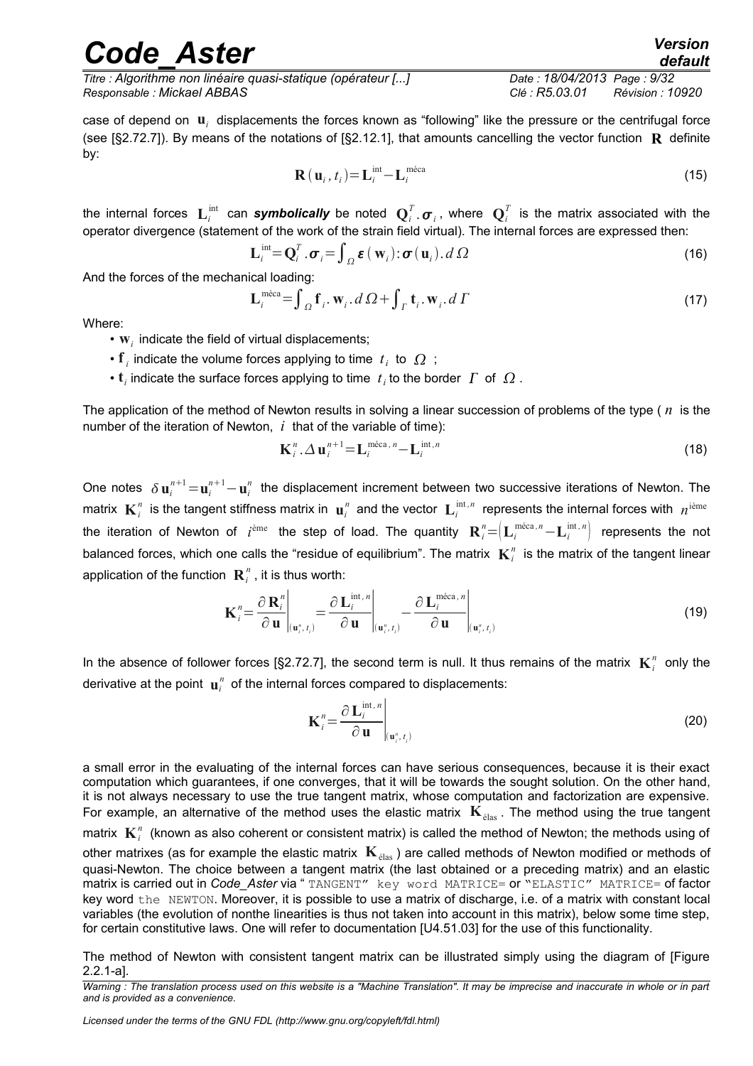case of depend on $\mathbf{u}_i$ displacements the forces known as "following" like the pressure or the centrifugal force (see [§2.72.7]). By means of the notations of [§2.12.1], that amounts cancelling the vector function $\mathbf{R}$ definite by:

$$\mathbf{R}(\mathbf{u}_i, t_i) = \mathbf{L}_i^{\text{int}} - \mathbf{L}_i^{\text{méca}} \tag{15}$$

the internal forces $\mathbf{L}_i^{\text{int}}$ can ***symbolically*** be noted $\mathbf{Q}_i^T . \boldsymbol{\sigma}_i$, where $\mathbf{Q}_i^T$ is the matrix associated with the operator divergence (statement of the work of the strain field virtual). The internal forces are expressed then:

$$\mathbf{L}_i^{\text{int}} = \mathbf{Q}_i^T . \boldsymbol{\sigma}_i = \int_{\Omega} \boldsymbol{\varepsilon}(\mathbf{w}_i) : \boldsymbol{\sigma}(\mathbf{u}_i) . d\Omega \tag{16}$$

And the forces of the mechanical loading:

$$\mathbf{L}_i^{\text{méca}} = \int_{\Omega} \mathbf{f}_i . \mathbf{w}_i . d\Omega + \int_{\Gamma} \mathbf{t}_i . \mathbf{w}_i . d\Gamma \tag{17}$$

Where:

- $\mathbf{w}_i$ indicate the field of virtual displacements;
- $\mathbf{f}_i$ indicate the volume forces applying to time $t_i$ to $\Omega$ ;
- $\mathbf{t}_i$ indicate the surface forces applying to time $t_i$ to the border $\Gamma$ of $\Omega$ .

The application of the method of Newton results in solving a linear succession of problems of the type ( $n$ is the number of the iteration of Newton, $i$ that of the variable of time):

$$\mathbf{K}_i^n . \Delta \mathbf{u}_i^{n+1} = \mathbf{L}_i^{\text{méca}, n} - \mathbf{L}_i^{\text{int}, n} \tag{18}$$

One notes $\delta \mathbf{u}_i^{n+1} = \mathbf{u}_i^{n+1} - \mathbf{u}_i^n$ the displacement increment between two successive iterations of Newton. The matrix $\mathbf{K}_i^n$ is the tangent stiffness matrix in $\mathbf{u}_i^n$ and the vector $\mathbf{L}_i^{\text{int}, n}$ represents the internal forces with $n^{\text{ième}}$ the iteration of Newton of $i^{\text{ème}}$ the step of load. The quantity $\mathbf{R}_i^n = \left( \mathbf{L}_i^{\text{méca}, n} - \mathbf{L}_i^{\text{int}, n} \right)$ represents the not balanced forces, which one calls the "residue of equilibrium". The matrix $\mathbf{K}_i^n$ is the matrix of the tangent linear application of the function $\mathbf{R}_i^n$ , it is thus worth:

$$\mathbf{K}_i^n = \left. \frac{\partial \mathbf{R}_i^n}{\partial \mathbf{u}} \right|_{(\mathbf{u}_i^n, t_i)} = \left. \frac{\partial \mathbf{L}_i^{\text{int}, n}}{\partial \mathbf{u}} \right|_{(\mathbf{u}_i^n, t_i)} - \left. \frac{\partial \mathbf{L}_i^{\text{méca}, n}}{\partial \mathbf{u}} \right|_{(\mathbf{u}_i^n, t_i)} \tag{19}$$

In the absence of follower forces [§2.72.7], the second term is null. It thus remains of the matrix $\mathbf{K}_i^n$ only the derivative at the point $\mathbf{u}_i^n$ of the internal forces compared to displacements:

$$\mathbf{K}_i^n = \left. \frac{\partial \mathbf{L}_i^{\text{int}, n}}{\partial \mathbf{u}} \right|_{(\mathbf{u}_i^n, t_i)} \tag{20}$$

a small error in the evaluating of the internal forces can have serious consequences, because it is their exact computation which guarantees, if one converges, that it will be towards the sought solution. On the other hand, it is not always necessary to use the true tangent matrix, whose computation and factorization are expensive. For example, an alternative of the method uses the elastic matrix $\mathbf{K}_{\text{élas}}$. The method using the true tangent matrix $\mathbf{K}_i^n$ (known as also coherent or consistent matrix) is called the method of Newton; the methods using of other matrixes (as for example the elastic matrix $\mathbf{K}_{\text{élas}}$ ) are called methods of Newton modified or methods of quasi-Newton. The choice between a tangent matrix (the last obtained or a preceding matrix) and an elastic matrix is carried out in *Code_Aster* via " `TANGENT" key word MATRICE=` or `"ELASTIC" MATRICE=` of factor key word `the NEWTON`. Moreover, it is possible to use a matrix of discharge, i.e. of a matrix with constant local variables (the evolution of nonthe linearities is thus not taken into account in this matrix), below some time step, for certain constitutive laws. One will refer to documentation [U4.51.03] for the use of this functionality.

The method of Newton with consistent tangent matrix can be illustrated simply using the diagram of [Figure 2.2.1-a].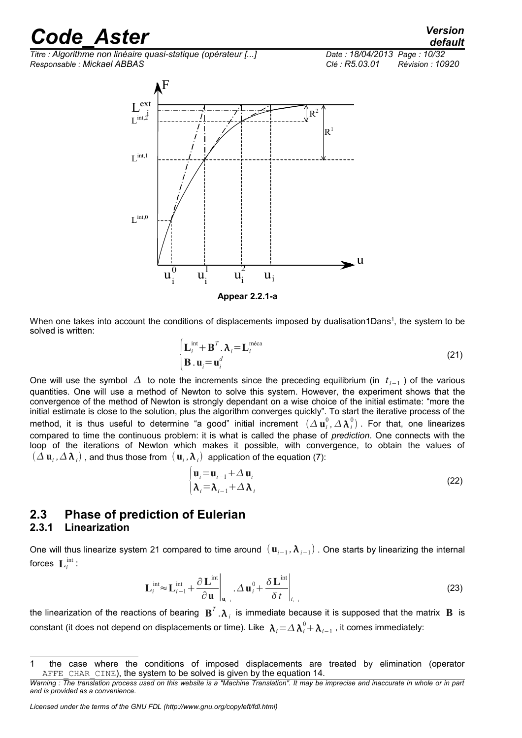Appear 2.2.1-a

When one takes into account the conditions of displacements imposed by dualisation1Dans[1], the system to be solved is written:

$$\begin{cases}\mathbf{L}_i^{\text{int}}+\mathbf{B}^T.\boldsymbol{\lambda}_i=\mathbf{L}_i^{\text{méca}}\\ \mathbf{B}.\mathbf{u}_i=\mathbf{u}_i^d\end{cases} \tag{21}$$

One will use the symbol $\Delta$ to note the increments since the preceding equilibrium (in $t_{i-1}$ ) of the various quantities. One will use a method of Newton to solve this system. However, the experiment shows that the convergence of the method of Newton is strongly dependant on a wise choice of the initial estimate: "more the initial estimate is close to the solution, plus the algorithm converges quickly". To start the iterative process of the method, it is thus useful to determine "a good" initial increment $(\Delta\mathbf{u}_i^0,\Delta\boldsymbol{\lambda}_i^0)$. For that, one linearizes compared to time the continuous problem: it is what is called the phase of *prediction*. One connects with the loop of the iterations of Newton which makes it possible, with convergence, to obtain the values of $(\Delta\mathbf{u}_i,\Delta\boldsymbol{\lambda}_i)$, and thus those from $(\mathbf{u}_i,\boldsymbol{\lambda}_i)$ application of the equation (7):

$$\begin{cases}\mathbf{u}_i=\mathbf{u}_{i-1}+\Delta\mathbf{u}_i\\ \boldsymbol{\lambda}_i=\boldsymbol{\lambda}_{i-1}+\Delta\boldsymbol{\lambda}_i\end{cases} \tag{22}$$

## 2.3 Phase of prediction of Eulerian

### 2.3.1 Linearization

One will thus linearize system 21 compared to time around $(\mathbf{u}_{i-1},\boldsymbol{\lambda}_{i-1})$. One starts by linearizing the internal forces $\mathbf{L}_i^{\text{int}}$:

$$\mathbf{L}_i^{\text{int}}\approx\mathbf{L}_{i-1}^{\text{int}}+\left.\frac{\partial\mathbf{L}^{\text{int}}}{\partial\mathbf{u}}\right|_{\mathbf{u}_{i-1}}.\Delta\mathbf{u}_i^0+\left.\frac{\delta\mathbf{L}^{\text{int}}}{\delta t}\right|_{t_{i-1}} \tag{23}$$

the linearization of the reactions of bearing $\mathbf{B}^T.\boldsymbol{\lambda}_i$ is immediate because it is supposed that the matrix $\mathbf{B}$ is constant (it does not depend on displacements or time). Like $\boldsymbol{\lambda}_i=\Delta\boldsymbol{\lambda}_i^0+\boldsymbol{\lambda}_{i-1}$, it comes immediately:

---

[1] the case where the conditions of imposed displacements are treated by elimination (operator AFFE_CHAR_CINE), the system to be solved is given by the equation 14.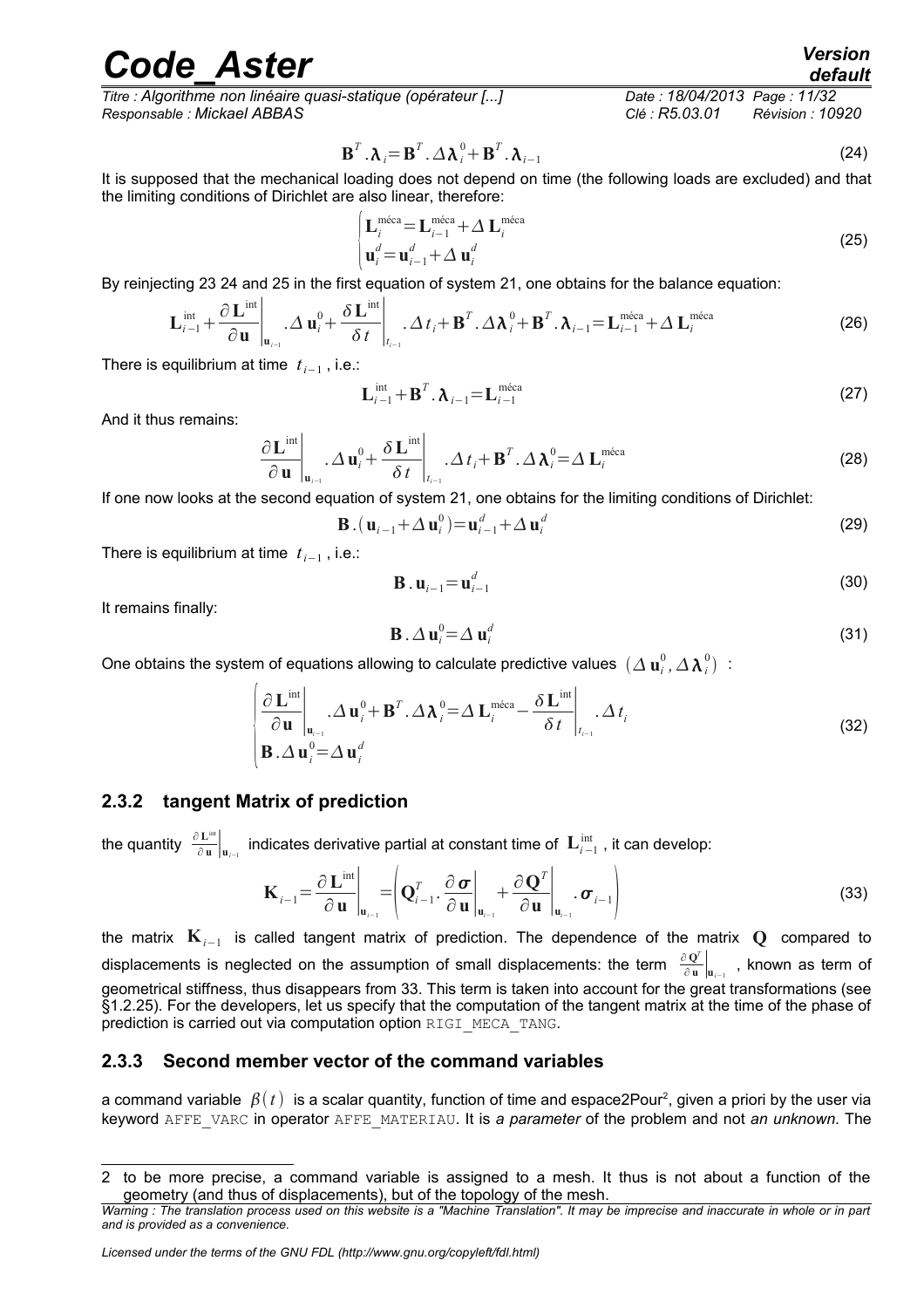$$\mathbf{B}^T.\boldsymbol{\lambda}_i=\mathbf{B}^T.\Delta\boldsymbol{\lambda}_i^0+\mathbf{B}^T.\boldsymbol{\lambda}_{i-1} \tag{24}$$

It is supposed that the mechanical loading does not depend on time (the following loads are excluded) and that the limiting conditions of Dirichlet are also linear, therefore:

$$\begin{cases}\mathbf{L}_i^{\text{méca}}=\mathbf{L}_{i-1}^{\text{méca}}+\Delta\,\mathbf{L}_i^{\text{méca}}\\ \mathbf{u}_i^d=\mathbf{u}_{i-1}^d+\Delta\,\mathbf{u}_i^d\end{cases} \tag{25}$$

By reinjecting 23 24 and 25 in the first equation of system 21, one obtains for the balance equation:

$$\mathbf{L}_{i-1}^{\text{int}}+\left.\frac{\partial\mathbf{L}^{\text{int}}}{\partial\mathbf{u}}\right|_{\mathbf{u}_{i-1}}.\Delta\,\mathbf{u}_i^0+\left.\frac{\delta\mathbf{L}^{\text{int}}}{\delta t}\right|_{t_{i-1}}.\Delta t_i+\mathbf{B}^T.\Delta\boldsymbol{\lambda}_i^0+\mathbf{B}^T.\boldsymbol{\lambda}_{i-1}=\mathbf{L}_{i-1}^{\text{méca}}+\Delta\,\mathbf{L}_i^{\text{méca}} \tag{26}$$

There is equilibrium at time $t_{i-1}$, i.e.:

$$\mathbf{L}_{i-1}^{\text{int}}+\mathbf{B}^T.\boldsymbol{\lambda}_{i-1}=\mathbf{L}_{i-1}^{\text{méca}} \tag{27}$$

And it thus remains:

$$\left.\frac{\partial\mathbf{L}^{\text{int}}}{\partial\mathbf{u}}\right|_{\mathbf{u}_{i-1}}.\Delta\,\mathbf{u}_i^0+\left.\frac{\delta\mathbf{L}^{\text{int}}}{\delta t}\right|_{t_{i-1}}.\Delta t_i+\mathbf{B}^T.\Delta\boldsymbol{\lambda}_i^0=\Delta\,\mathbf{L}_i^{\text{méca}} \tag{28}$$

If one now looks at the second equation of system 21, one obtains for the limiting conditions of Dirichlet:

$$\mathbf{B}.(\mathbf{u}_{i-1}+\Delta\,\mathbf{u}_i^0)=\mathbf{u}_{i-1}^d+\Delta\,\mathbf{u}_i^d \tag{29}$$

There is equilibrium at time $t_{i-1}$, i.e.:

$$\mathbf{B}.\mathbf{u}_{i-1}=\mathbf{u}_{i-1}^d \tag{30}$$

It remains finally:

$$\mathbf{B}.\Delta\,\mathbf{u}_i^0=\Delta\,\mathbf{u}_i^d \tag{31}$$

One obtains the system of equations allowing to calculate predictive values $(\Delta\,\mathbf{u}_i^0,\Delta\boldsymbol{\lambda}_i^0)$ :

$$\begin{cases}\left.\dfrac{\partial\mathbf{L}^{\text{int}}}{\partial\mathbf{u}}\right|_{\mathbf{u}_{i-1}}.\Delta\,\mathbf{u}_i^0+\mathbf{B}^T.\Delta\boldsymbol{\lambda}_i^0=\Delta\,\mathbf{L}_i^{\text{méca}}-\left.\dfrac{\delta\mathbf{L}^{\text{int}}}{\delta t}\right|_{t_{i-1}}.\Delta t_i\\ \mathbf{B}.\Delta\,\mathbf{u}_i^0=\Delta\,\mathbf{u}_i^d\end{cases} \tag{32}$$

### 2.3.2 tangent Matrix of prediction

the quantity $\left.\frac{\partial\mathbf{L}^{\text{int}}}{\partial\mathbf{u}}\right|_{\mathbf{u}_{i-1}}$ indicates derivative partial at constant time of $\mathbf{L}_{i-1}^{\text{int}}$, it can develop:

$$\mathbf{K}_{i-1}=\left.\frac{\partial\mathbf{L}^{\text{int}}}{\partial\mathbf{u}}\right|_{\mathbf{u}_{i-1}}=\left(\mathbf{Q}_{i-1}^T.\left.\frac{\partial\boldsymbol{\sigma}}{\partial\mathbf{u}}\right|_{\mathbf{u}_{i-1}}+\left.\frac{\partial\mathbf{Q}^T}{\partial\mathbf{u}}\right|_{\mathbf{u}_{i-1}}.\boldsymbol{\sigma}_{i-1}\right) \tag{33}$$

the matrix $\mathbf{K}_{i-1}$ is called tangent matrix of prediction. The dependence of the matrix $\mathbf{Q}$ compared to displacements is neglected on the assumption of small displacements: the term $\left.\frac{\partial\mathbf{Q}^T}{\partial\mathbf{u}}\right|_{\mathbf{u}_{i-1}}$, known as term of geometrical stiffness, thus disappears from 33. This term is taken into account for the great transformations (see §1.2.25). For the developers, let us specify that the computation of the tangent matrix at the time of the phase of prediction is carried out via computation option RIGI_MECA_TANG.

### 2.3.3 Second member vector of the command variables

a command variable $\beta(t)$ is a scalar quantity, function of time and espace2Pour[2], given a priori by the user via keyword AFFE_VARC in operator AFFE_MATERIAU. It is *a parameter* of the problem and not *an unknown*. The

2 to be more precise, a command variable is assigned to a mesh. It thus is not about a function of the geometry (and thus of displacements), but of the topology of the mesh.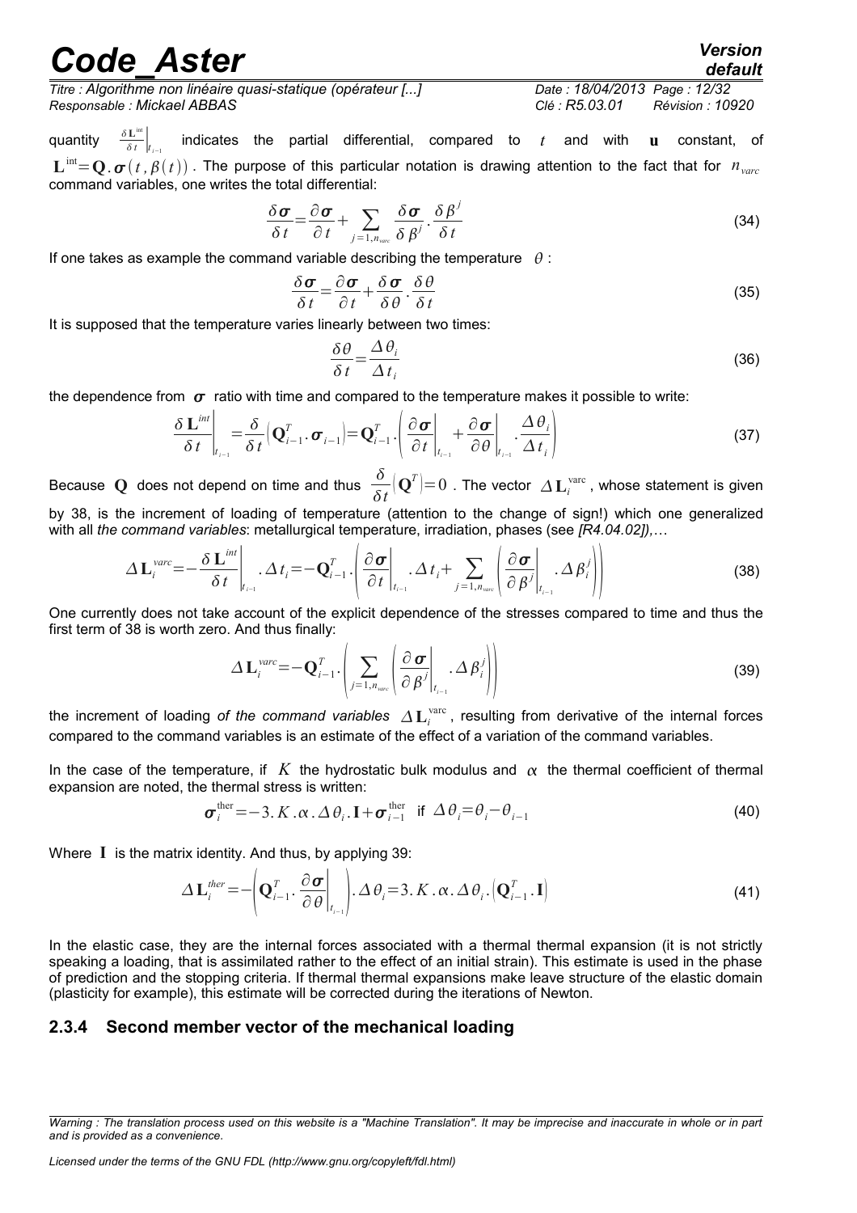quantity $\left.\frac{\delta \mathbf{L}^{\text{int}}}{\delta t}\right|_{t_{i-1}}$ indicates the partial differential, compared to $t$ and with $\mathbf{u}$ constant, of $\mathbf{L}^{\text{int}}=\mathbf{Q}.\boldsymbol{\sigma}(t,\beta(t))$. The purpose of this particular notation is drawing attention to the fact that for $n_{varc}$ command variables, one writes the total differential:

$$\frac{\delta \boldsymbol{\sigma}}{\delta t}=\frac{\partial \boldsymbol{\sigma}}{\partial t}+\sum_{j=1,n_{varc}}\frac{\delta \boldsymbol{\sigma}}{\delta \beta^j}.\frac{\delta \beta^j}{\delta t} \tag{34}$$

If one takes as example the command variable describing the temperature $\theta$ :

$$\frac{\delta \boldsymbol{\sigma}}{\delta t}=\frac{\partial \boldsymbol{\sigma}}{\partial t}+\frac{\delta \boldsymbol{\sigma}}{\delta \theta}.\frac{\delta \theta}{\delta t} \tag{35}$$

It is supposed that the temperature varies linearly between two times:

$$\frac{\delta \theta}{\delta t}=\frac{\Delta \theta_i}{\Delta t_i} \tag{36}$$

the dependence from $\boldsymbol{\sigma}$ ratio with time and compared to the temperature makes it possible to write:

$$\left.\frac{\delta \mathbf{L}^{int}}{\delta t}\right|_{t_{i-1}}=\frac{\delta}{\delta t}\left(\mathbf{Q}_{i-1}^T.\boldsymbol{\sigma}_{i-1}\right)=\mathbf{Q}_{i-1}^T.\left(\left.\frac{\partial \boldsymbol{\sigma}}{\partial t}\right|_{t_{i-1}}+\left.\frac{\partial \boldsymbol{\sigma}}{\partial \theta}\right|_{t_{i-1}}.\frac{\Delta \theta_i}{\Delta t_i}\right) \tag{37}$$

Because $\mathbf{Q}$ does not depend on time and thus $\frac{\delta}{\delta t}\left(\mathbf{Q}^T\right)=0$ . The vector $\Delta \mathbf{L}_i^{\text{varc}}$, whose statement is given by 38, is the increment of loading of temperature (attention to the change of sign!) which one generalized with all *the command variables*: metallurgical temperature, irradiation, phases (see *[R4.04.02]),*…

$$\Delta \mathbf{L}_i^{varc}=-\left.\frac{\delta \mathbf{L}^{int}}{\delta t}\right|_{t_{i-1}}.\Delta t_i=-\mathbf{Q}_{i-1}^T.\left(\left.\frac{\partial \boldsymbol{\sigma}}{\partial t}\right|_{t_{i-1}}.\Delta t_i+\sum_{j=1,n_{varc}}\left(\left.\frac{\partial \boldsymbol{\sigma}}{\partial \beta^j}\right|_{t_{i-1}}.\Delta \beta_i^j\right)\right) \tag{38}$$

One currently does not take account of the explicit dependence of the stresses compared to time and thus the first term of 38 is worth zero. And thus finally:

$$\Delta \mathbf{L}_i^{varc}=-\mathbf{Q}_{i-1}^T.\left(\sum_{j=1,n_{varc}}\left(\left.\frac{\partial \boldsymbol{\sigma}}{\partial \beta^j}\right|_{t_{i-1}}.\Delta \beta_i^j\right)\right) \tag{39}$$

the increment of loading *of the command variables* $\Delta \mathbf{L}_i^{\text{varc}}$, resulting from derivative of the internal forces compared to the command variables is an estimate of the effect of a variation of the command variables.

In the case of the temperature, if $K$ the hydrostatic bulk modulus and $\alpha$ the thermal coefficient of thermal expansion are noted, the thermal stress is written:

$$\boldsymbol{\sigma}_i^{\text{ther}}=-3.K.\alpha.\Delta \theta_i.\mathbf{I}+\boldsymbol{\sigma}_{i-1}^{\text{ther}} \quad \text{if} \quad \Delta \theta_i=\theta_i-\theta_{i-1} \tag{40}$$

Where $\mathbf{I}$ is the matrix identity. And thus, by applying 39:

$$\Delta \mathbf{L}_i^{ther}=-\left(\mathbf{Q}_{i-1}^T.\left.\frac{\partial \boldsymbol{\sigma}}{\partial \theta}\right|_{t_{i-1}}\right).\Delta \theta_i=3.K.\alpha.\Delta \theta_i.\left(\mathbf{Q}_{i-1}^T.\mathbf{I}\right) \tag{41}$$

In the elastic case, they are the internal forces associated with a thermal thermal expansion (it is not strictly speaking a loading, that is assimilated rather to the effect of an initial strain). This estimate is used in the phase of prediction and the stopping criteria. If thermal thermal expansions make leave structure of the elastic domain (plasticity for example), this estimate will be corrected during the iterations of Newton.

### 2.3.4 Second member vector of the mechanical loading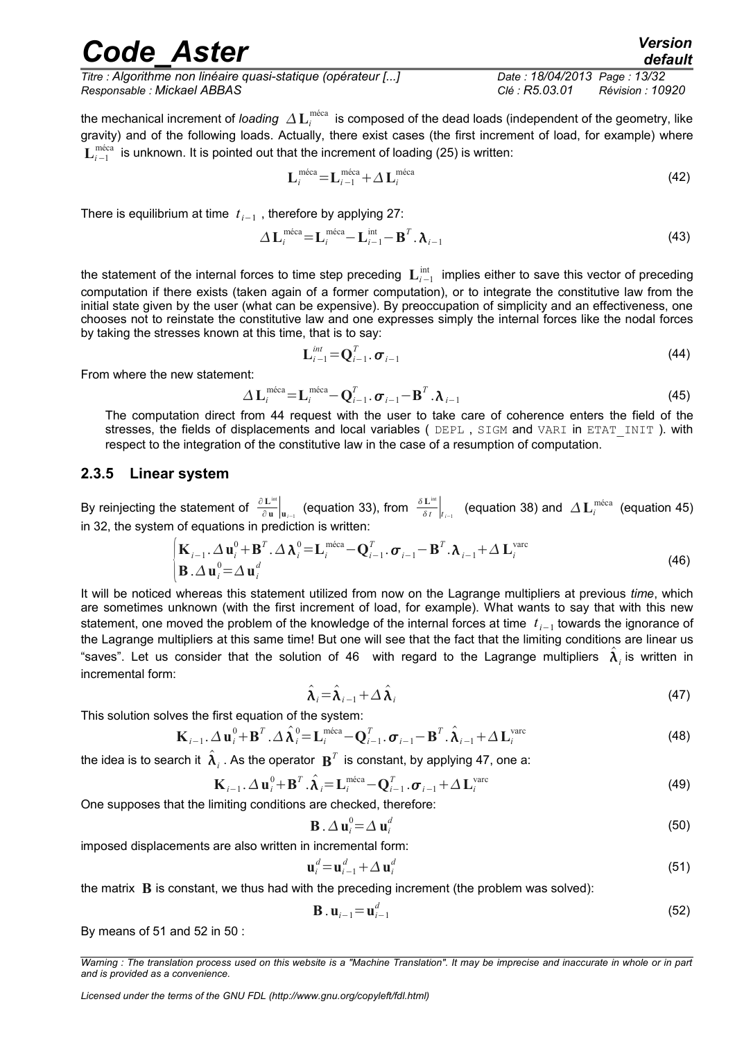the mechanical increment of *loading* $\Delta \mathbf{L}_i^{\text{méca}}$ is composed of the dead loads (independent of the geometry, like gravity) and of the following loads. Actually, there exist cases (the first increment of load, for example) where $\mathbf{L}_{i-1}^{\text{méca}}$ is unknown. It is pointed out that the increment of loading (25) is written:

$$\mathbf{L}_i^{\text{méca}} = \mathbf{L}_{i-1}^{\text{méca}} + \Delta \mathbf{L}_i^{\text{méca}} \tag{42}$$

There is equilibrium at time $t_{i-1}$, therefore by applying 27:

$$\Delta \mathbf{L}_i^{\text{méca}} = \mathbf{L}_i^{\text{méca}} - \mathbf{L}_{i-1}^{\text{int}} - \mathbf{B}^T . \boldsymbol{\lambda}_{i-1} \tag{43}$$

the statement of the internal forces to time step preceding $\mathbf{L}_{i-1}^{\text{int}}$ implies either to save this vector of preceding computation if there exists (taken again of a former computation), or to integrate the constitutive law from the initial state given by the user (what can be expensive). By preoccupation of simplicity and an effectiveness, one chooses not to reinstate the constitutive law and one expresses simply the internal forces like the nodal forces by taking the stresses known at this time, that is to say:

$$\mathbf{L}_{i-1}^{int} = \mathbf{Q}_{i-1}^T . \boldsymbol{\sigma}_{i-1} \tag{44}$$

From where the new statement:

$$\Delta \mathbf{L}_i^{\text{méca}} = \mathbf{L}_i^{\text{méca}} - \mathbf{Q}_{i-1}^T . \boldsymbol{\sigma}_{i-1} - \mathbf{B}^T . \boldsymbol{\lambda}_{i-1} \tag{45}$$

The computation direct from 44 request with the user to take care of coherence enters the field of the stresses, the fields of displacements and local variables ( `DEPL` , `SIGM` and `VARI` in `ETAT_INIT` ). with respect to the integration of the constitutive law in the case of a resumption of computation.

### 2.3.5 Linear system

By reinjecting the statement of $\left.\frac{\partial \mathbf{L}^{\text{int}}}{\partial \mathbf{u}}\right|_{\mathbf{u}_{i-1}}$ (equation 33), from $\left.\frac{\delta \mathbf{L}^{\text{int}}}{\delta t}\right|_{t_{i-1}}$ (equation 38) and $\Delta \mathbf{L}_i^{\text{méca}}$ (equation 45) in 32, the system of equations in prediction is written:

$$\begin{cases} \mathbf{K}_{i-1} . \Delta \mathbf{u}_i^0 + \mathbf{B}^T . \Delta \boldsymbol{\lambda}_i^0 = \mathbf{L}_i^{\text{méca}} - \mathbf{Q}_{i-1}^T . \boldsymbol{\sigma}_{i-1} - \mathbf{B}^T . \boldsymbol{\lambda}_{i-1} + \Delta \mathbf{L}_i^{\text{varc}} \\ \mathbf{B} . \Delta \mathbf{u}_i^0 = \Delta \mathbf{u}_i^d \end{cases} \tag{46}$$

It will be noticed whereas this statement utilized from now on the Lagrange multipliers at previous *time*, which are sometimes unknown (with the first increment of load, for example). What wants to say that with this new statement, one moved the problem of the knowledge of the internal forces at time $t_{i-1}$ towards the ignorance of the Lagrange multipliers at this same time! But one will see that the fact that the limiting conditions are linear us "saves". Let us consider that the solution of 46 with regard to the Lagrange multipliers $\hat{\boldsymbol{\lambda}}_i$ is written in incremental form:

$$\hat{\boldsymbol{\lambda}}_i = \hat{\boldsymbol{\lambda}}_{i-1} + \Delta \hat{\boldsymbol{\lambda}}_i \tag{47}$$

This solution solves the first equation of the system:

$$\mathbf{K}_{i-1} . \Delta \mathbf{u}_i^0 + \mathbf{B}^T . \Delta \hat{\boldsymbol{\lambda}}_i^0 = \mathbf{L}_i^{\text{méca}} - \mathbf{Q}_{i-1}^T . \boldsymbol{\sigma}_{i-1} - \mathbf{B}^T . \hat{\boldsymbol{\lambda}}_{i-1} + \Delta \mathbf{L}_i^{\text{varc}} \tag{48}$$

the idea is to search it $\hat{\boldsymbol{\lambda}}_i$. As the operator $\mathbf{B}^T$ is constant, by applying 47, one a:

$$\mathbf{K}_{i-1} . \Delta \mathbf{u}_i^0 + \mathbf{B}^T . \hat{\boldsymbol{\lambda}}_i = \mathbf{L}_i^{\text{méca}} - \mathbf{Q}_{i-1}^T . \boldsymbol{\sigma}_{i-1} + \Delta \mathbf{L}_i^{\text{varc}} \tag{49}$$

One supposes that the limiting conditions are checked, therefore:

$$\mathbf{B} . \Delta \mathbf{u}_i^0 = \Delta \mathbf{u}_i^d \tag{50}$$

imposed displacements are also written in incremental form:

$$\mathbf{u}_i^d = \mathbf{u}_{i-1}^d + \Delta \mathbf{u}_i^d \tag{51}$$

the matrix $\mathbf{B}$ is constant, we thus had with the preceding increment (the problem was solved):

$$\mathbf{B} . \mathbf{u}_{i-1} = \mathbf{u}_{i-1}^d \tag{52}$$

By means of 51 and 52 in 50 :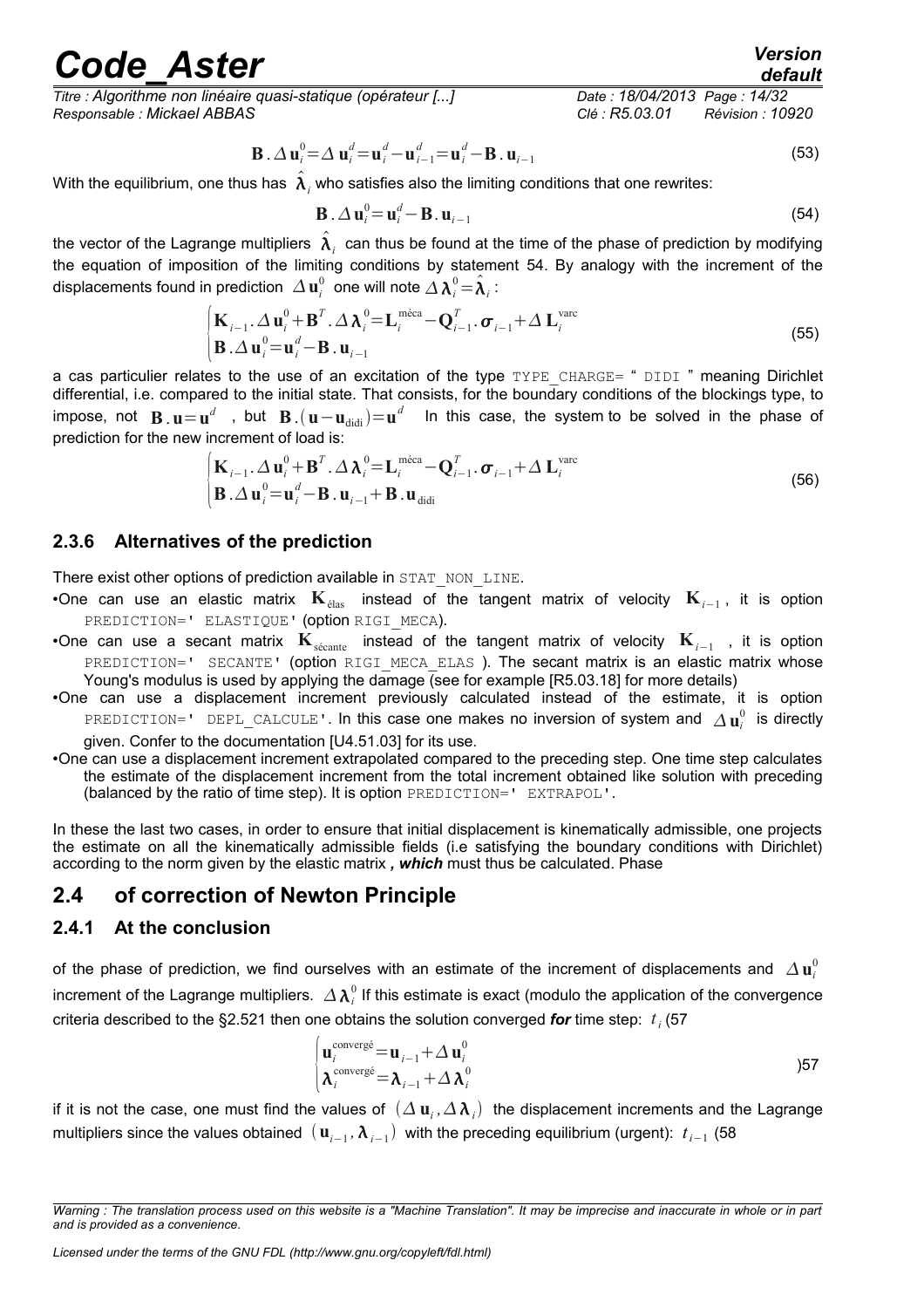$$\mathbf{B}.\Delta\mathbf{u}_i^0=\Delta\,\mathbf{u}_i^d=\mathbf{u}_i^d-\mathbf{u}_{i-1}^d=\mathbf{u}_i^d-\mathbf{B}.\mathbf{u}_{i-1} \tag{53}$$

With the equilibrium, one thus has $\hat{\boldsymbol{\lambda}}_i$ who satisfies also the limiting conditions that one rewrites:

$$\mathbf{B}.\Delta\mathbf{u}_i^0=\mathbf{u}_i^d-\mathbf{B}.\mathbf{u}_{i-1} \tag{54}$$

the vector of the Lagrange multipliers $\hat{\boldsymbol{\lambda}}_i$ can thus be found at the time of the phase of prediction by modifying the equation of imposition of the limiting conditions by statement 54. By analogy with the increment of the displacements found in prediction $\Delta\mathbf{u}_i^0$ one will note $\Delta\boldsymbol{\lambda}_i^0=\hat{\boldsymbol{\lambda}}_i$ :

$$\begin{cases}\mathbf{K}_{i-1}.\Delta\mathbf{u}_i^0+\mathbf{B}^T.\Delta\boldsymbol{\lambda}_i^0=\mathbf{L}_i^{\text{méca}}-\mathbf{Q}_{i-1}^T.\boldsymbol{\sigma}_{i-1}+\Delta\,\mathbf{L}_i^{\text{varc}}\\ \mathbf{B}.\Delta\mathbf{u}_i^0=\mathbf{u}_i^d-\mathbf{B}.\mathbf{u}_{i-1}\end{cases} \tag{55}$$

a cas particulier relates to the use of an excitation of the type TYPE_CHARGE= " DIDI " meaning Dirichlet differential, i.e. compared to the initial state. That consists, for the boundary conditions of the blockings type, to impose, not $\mathbf{B}.\mathbf{u}=\mathbf{u}^d$ , but $\mathbf{B}.(\mathbf{u}-\mathbf{u}_{\text{didi}})=\mathbf{u}^d$ In this case, the system to be solved in the phase of prediction for the new increment of load is:

$$\begin{cases}\mathbf{K}_{i-1}.\Delta\mathbf{u}_i^0+\mathbf{B}^T.\Delta\boldsymbol{\lambda}_i^0=\mathbf{L}_i^{\text{méca}}-\mathbf{Q}_{i-1}^T.\boldsymbol{\sigma}_{i-1}+\Delta\,\mathbf{L}_i^{\text{varc}}\\ \mathbf{B}.\Delta\mathbf{u}_i^0=\mathbf{u}_i^d-\mathbf{B}.\mathbf{u}_{i-1}+\mathbf{B}.\mathbf{u}_{\text{didi}}\end{cases} \tag{56}$$

### 2.3.6 Alternatives of the prediction

There exist other options of prediction available in STAT_NON_LINE.

- One can use an elastic matrix $\mathbf{K}_{\text{élas}}$ instead of the tangent matrix of velocity $\mathbf{K}_{i-1}$, it is option PREDICTION=' ELASTIQUE' (option RIGI_MECA).
- One can use a secant matrix $\mathbf{K}_{\text{sécante}}$ instead of the tangent matrix of velocity $\mathbf{K}_{i-1}$ , it is option PREDICTION=' SECANTE' (option RIGI_MECA_ELAS ). The secant matrix is an elastic matrix whose Young's modulus is used by applying the damage (see for example [R5.03.18] for more details)
- One can use a displacement increment previously calculated instead of the estimate, it is option PREDICTION=' DEPL_CALCULE'. In this case one makes no inversion of system and $\Delta\mathbf{u}_i^0$ is directly given. Confer to the documentation [U4.51.03] for its use.
- One can use a displacement increment extrapolated compared to the preceding step. One time step calculates the estimate of the displacement increment from the total increment obtained like solution with preceding (balanced by the ratio of time step). It is option PREDICTION=' EXTRAPOL'.

In these the last two cases, in order to ensure that initial displacement is kinematically admissible, one projects the estimate on all the kinematically admissible fields (i.e satisfying the boundary conditions with Dirichlet) according to the norm given by the elastic matrix ***, which*** must thus be calculated. Phase

## 2.4 of correction of Newton Principle

### 2.4.1 At the conclusion

of the phase of prediction, we find ourselves with an estimate of the increment of displacements and $\Delta\mathbf{u}_i^0$ increment of the Lagrange multipliers. $\Delta\boldsymbol{\lambda}_i^0$ If this estimate is exact (modulo the application of the convergence criteria described to the §2.521 then one obtains the solution converged ***for*** time step: $t_i$ (57

$$\begin{cases}\mathbf{u}_i^{\text{convergé}}=\mathbf{u}_{i-1}+\Delta\,\mathbf{u}_i^0\\ \boldsymbol{\lambda}_i^{\text{convergé}}=\boldsymbol{\lambda}_{i-1}+\Delta\,\boldsymbol{\lambda}_i^0\end{cases} \quad )57$$

if it is not the case, one must find the values of $(\Delta\mathbf{u}_i,\Delta\boldsymbol{\lambda}_i)$ the displacement increments and the Lagrange multipliers since the values obtained $(\mathbf{u}_{i-1},\boldsymbol{\lambda}_{i-1})$ with the preceding equilibrium (urgent): $t_{i-1}$ (58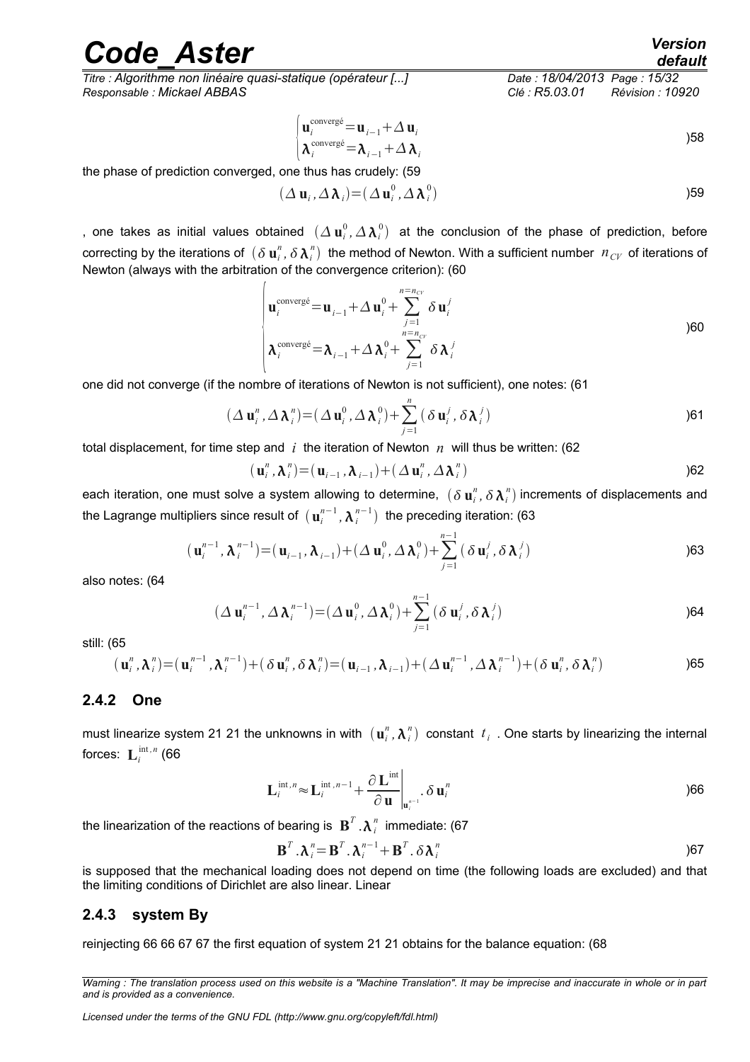$$\begin{cases} \mathbf{u}_i^{\text{convergé}} = \mathbf{u}_{i-1} + \Delta\,\mathbf{u}_i \\ \boldsymbol{\lambda}_i^{\text{convergé}} = \boldsymbol{\lambda}_{i-1} + \Delta\,\boldsymbol{\lambda}_i \end{cases} \tag{58}$$

the phase of prediction converged, one thus has crudely: (59

$$(\Delta\,\mathbf{u}_i, \Delta\,\boldsymbol{\lambda}_i) = (\Delta\,\mathbf{u}_i^0, \Delta\,\boldsymbol{\lambda}_i^0) \tag{59}$$

, one takes as initial values obtained $(\Delta\,\mathbf{u}_i^0, \Delta\,\boldsymbol{\lambda}_i^0)$ at the conclusion of the phase of prediction, before correcting by the iterations of $(\delta\,\mathbf{u}_i^n, \delta\,\boldsymbol{\lambda}_i^n)$ the method of Newton. With a sufficient number $n_{CV}$ of iterations of Newton (always with the arbitration of the convergence criterion): (60

$$\begin{cases} \mathbf{u}_i^{\text{convergé}} = \mathbf{u}_{i-1} + \Delta\,\mathbf{u}_i^0 + \sum_{j=1}^{n=n_{CV}} \delta\,\mathbf{u}_i^j \\ \boldsymbol{\lambda}_i^{\text{convergé}} = \boldsymbol{\lambda}_{i-1} + \Delta\,\boldsymbol{\lambda}_i^0 + \sum_{j=1}^{n=n_{CV}} \delta\,\boldsymbol{\lambda}_i^j \end{cases} \tag{60}$$

one did not converge (if the nombre of iterations of Newton is not sufficient), one notes: (61

$$(\Delta\,\mathbf{u}_i^n, \Delta\,\boldsymbol{\lambda}_i^n) = (\Delta\,\mathbf{u}_i^0, \Delta\,\boldsymbol{\lambda}_i^0) + \sum_{j=1}^{n} (\delta\,\mathbf{u}_i^j, \delta\,\boldsymbol{\lambda}_i^j) \tag{61}$$

total displacement, for time step and $i$ the iteration of Newton $n$ will thus be written: (62

$$(\mathbf{u}_i^n, \boldsymbol{\lambda}_i^n) = (\mathbf{u}_{i-1}, \boldsymbol{\lambda}_{i-1}) + (\Delta\,\mathbf{u}_i^n, \Delta\,\boldsymbol{\lambda}_i^n) \tag{62}$$

each iteration, one must solve a system allowing to determine, $(\delta\,\mathbf{u}_i^n, \delta\,\boldsymbol{\lambda}_i^n)$ increments of displacements and the Lagrange multipliers since result of $(\mathbf{u}_i^{n-1}, \boldsymbol{\lambda}_i^{n-1})$ the preceding iteration: (63

$$(\mathbf{u}_i^{n-1}, \boldsymbol{\lambda}_i^{n-1}) = (\mathbf{u}_{i-1}, \boldsymbol{\lambda}_{i-1}) + (\Delta\,\mathbf{u}_i^0, \Delta\,\boldsymbol{\lambda}_i^0) + \sum_{j=1}^{n-1} (\delta\,\mathbf{u}_i^j, \delta\,\boldsymbol{\lambda}_i^j) \tag{63}$$

also notes: (64

$$(\Delta\,\mathbf{u}_i^{n-1}, \Delta\,\boldsymbol{\lambda}_i^{n-1}) = (\Delta\,\mathbf{u}_i^0, \Delta\,\boldsymbol{\lambda}_i^0) + \sum_{j=1}^{n-1} (\delta\,\mathbf{u}_i^j, \delta\,\boldsymbol{\lambda}_i^j) \tag{64}$$

still: (65

$$(\mathbf{u}_i^n, \boldsymbol{\lambda}_i^n) = (\mathbf{u}_i^{n-1}, \boldsymbol{\lambda}_i^{n-1}) + (\delta\,\mathbf{u}_i^n, \delta\,\boldsymbol{\lambda}_i^n) = (\mathbf{u}_{i-1}, \boldsymbol{\lambda}_{i-1}) + (\Delta\,\mathbf{u}_i^{n-1}, \Delta\,\boldsymbol{\lambda}_i^{n-1}) + (\delta\,\mathbf{u}_i^n, \delta\,\boldsymbol{\lambda}_i^n) \tag{65}$$

### 2.4.2 One

must linearize system 21 21 the unknowns in with $(\mathbf{u}_i^n, \boldsymbol{\lambda}_i^n)$ constant $t_i$. One starts by linearizing the internal forces: $\mathbf{L}_i^{\text{int},n}$ (66

$$\mathbf{L}_i^{\text{int},n} \approx \mathbf{L}_i^{\text{int},n-1} + \left.\frac{\partial\,\mathbf{L}^{\text{int}}}{\partial\,\mathbf{u}}\right|_{\mathbf{u}_i^{n-1}} .\,\delta\,\mathbf{u}_i^n \tag{66}$$

the linearization of the reactions of bearing is $\mathbf{B}^T.\boldsymbol{\lambda}_i^n$ immediate: (67

$$\mathbf{B}^T.\boldsymbol{\lambda}_i^n = \mathbf{B}^T.\boldsymbol{\lambda}_i^{n-1} + \mathbf{B}^T.\,\delta\,\boldsymbol{\lambda}_i^n \tag{67}$$

is supposed that the mechanical loading does not depend on time (the following loads are excluded) and that the limiting conditions of Dirichlet are also linear. Linear

### 2.4.3 system By

reinjecting 66 66 67 67 the first equation of system 21 21 obtains for the balance equation: (68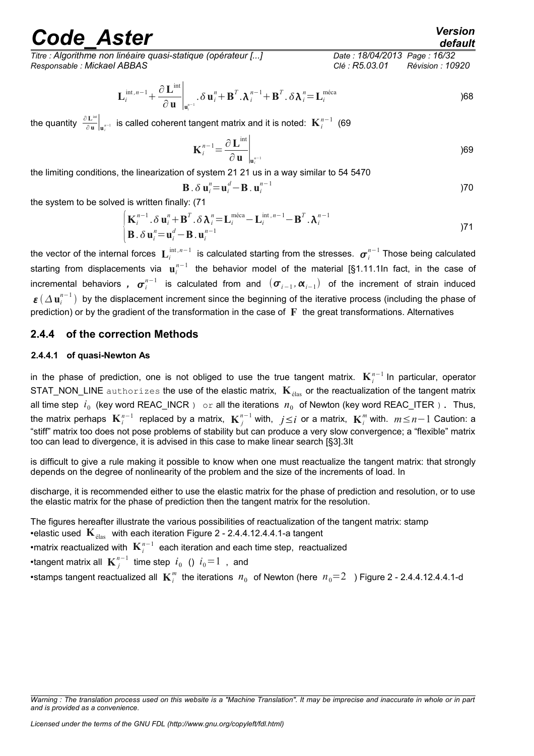$$\mathbf{L}_i^{\text{int},n-1}+\left.\frac{\partial \mathbf{L}^{\text{int}}}{\partial \mathbf{u}}\right|_{\mathbf{u}_i^{n-1}}.\delta\,\mathbf{u}_i^n+\mathbf{B}^T.\boldsymbol{\lambda}_i^{n-1}+\mathbf{B}^T.\delta\,\boldsymbol{\lambda}_i^n=\mathbf{L}_i^{\text{méca}} \qquad )68$$

the quantity $\left.\frac{\partial \mathbf{L}^{\text{int}}}{\partial \mathbf{u}}\right|_{\mathbf{u}_i^{n-1}}$ is called coherent tangent matrix and it is noted: $\mathbf{K}_i^{n-1}$ (69

$$\mathbf{K}_i^{n-1}=\left.\frac{\partial \mathbf{L}^{\text{int}}}{\partial \mathbf{u}}\right|_{\mathbf{u}_i^{n-1}} \qquad )69$$

the limiting conditions, the linearization of system 21 21 us in a way similar to 54 5470

$$\mathbf{B}.\delta\,\mathbf{u}_i^n=\mathbf{u}_i^d-\mathbf{B}.\mathbf{u}_i^{n-1} \qquad )70$$

the system to be solved is written finally: (71

$$\begin{cases}\mathbf{K}_i^{n-1}.\delta\,\mathbf{u}_i^n+\mathbf{B}^T.\delta\,\boldsymbol{\lambda}_i^n=\mathbf{L}_i^{\text{méca}}-\mathbf{L}_i^{\text{int},n-1}-\mathbf{B}^T.\boldsymbol{\lambda}_i^{n-1}\\ \mathbf{B}.\delta\,\mathbf{u}_i^n=\mathbf{u}_i^d-\mathbf{B}.\mathbf{u}_i^{n-1}\end{cases} \qquad )71$$

the vector of the internal forces $\mathbf{L}_i^{\text{int},n-1}$ is calculated starting from the stresses. $\boldsymbol{\sigma}_i^{n-1}$ Those being calculated starting from displacements via $\mathbf{u}_i^{n-1}$ the behavior model of the material [§1.11.1In fact, in the case of incremental behaviors **,** $\boldsymbol{\sigma}_i^{n-1}$ is calculated from and $(\boldsymbol{\sigma}_{i-1},\boldsymbol{\alpha}_{i-1})$ of the increment of strain induced $\boldsymbol{\varepsilon}(\Delta\,\mathbf{u}_i^{n-1})$ by the displacement increment since the beginning of the iterative process (including the phase of prediction) or by the gradient of the transformation in the case of $\mathbf{F}$ the great transformations. Alternatives

### 2.4.4 of the correction Methods

#### 2.4.4.1 of quasi-Newton As

in the phase of prediction, one is not obliged to use the true tangent matrix. $\mathbf{K}_i^{n-1}$ In particular, operator STAT_NON_LINE authorizes the use of the elastic matrix, $\mathbf{K}_{\text{élas}}$ or the reactualization of the tangent matrix all time step $i_0$ (key word REAC_INCR ) or all the iterations $n_0$ of Newton (key word REAC_ITER ) **.** Thus, the matrix perhaps $\mathbf{K}_i^{n-1}$ replaced by a matrix, $\mathbf{K}_j^{n-1}$ with, $j\leq i$ or a matrix, $\mathbf{K}_i^m$ with. $m\leq n-1$ Caution: a "stiff" matrix too does not pose problems of stability but can produce a very slow convergence; a "flexible" matrix too can lead to divergence, it is advised in this case to make linear search [§3].3It

is difficult to give a rule making it possible to know when one must reactualize the tangent matrix: that strongly depends on the degree of nonlinearity of the problem and the size of the increments of load. In

discharge, it is recommended either to use the elastic matrix for the phase of prediction and resolution, or to use the elastic matrix for the phase of prediction then the tangent matrix for the resolution.

The figures hereafter illustrate the various possibilities of reactualization of the tangent matrix: stamp
- elastic used $\mathbf{K}_{\text{élas}}$ with each iteration Figure 2 - 2.4.4.12.4.4.1-a tangent
- matrix reactualized with $\mathbf{K}_i^{n-1}$ each iteration and each time step, reactualized
- tangent matrix all $\mathbf{K}_j^{n-1}$ time step $i_0$ () $i_0=1$ , and
- stamps tangent reactualized all $\mathbf{K}_i^m$ the iterations $n_0$ of Newton (here $n_0=2$ ) Figure 2 - 2.4.4.12.4.4.1-d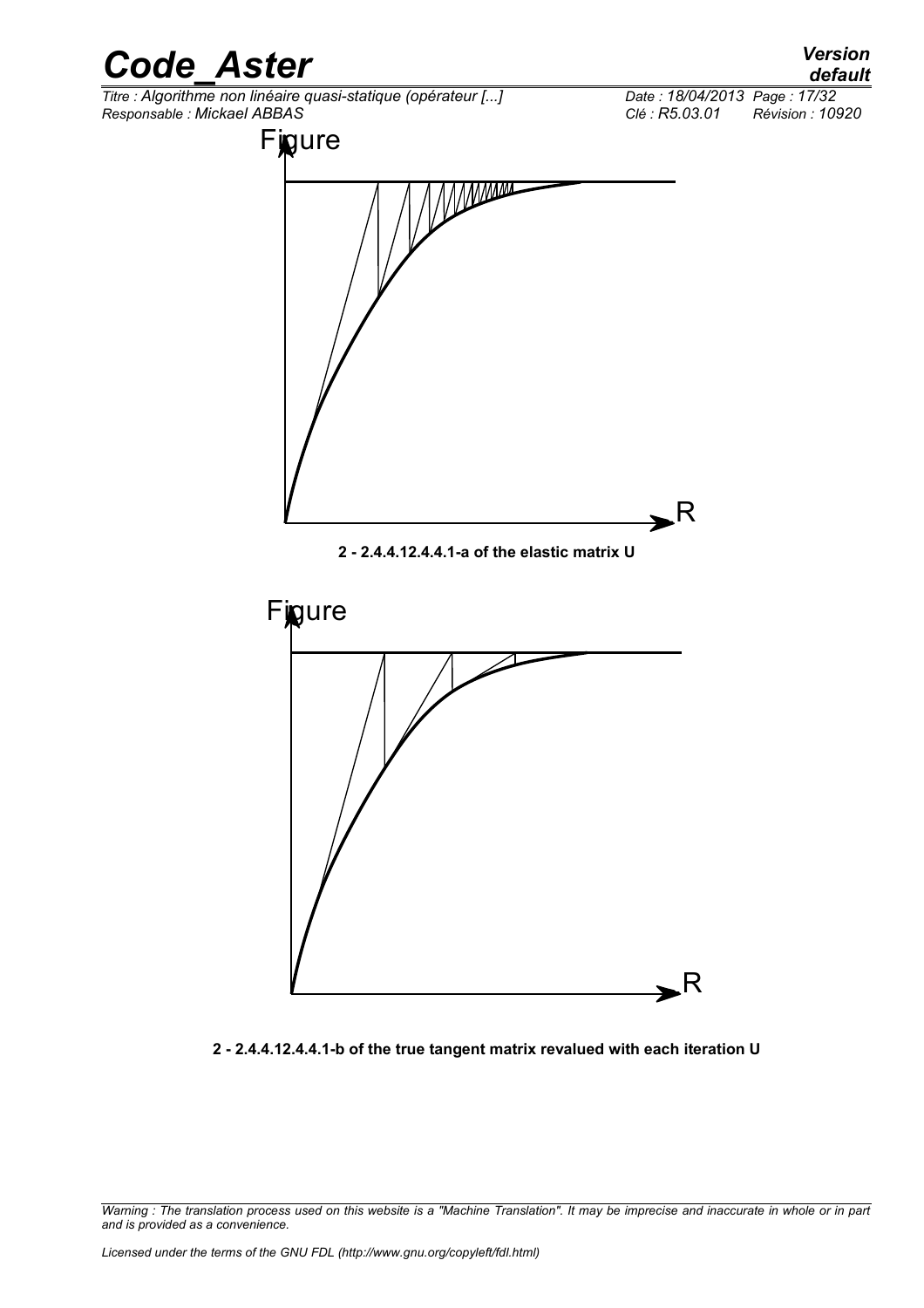Figure

R

2 - 2.4.4.12.4.4.1-a of the elastic matrix U

Figure

R

2 - 2.4.4.12.4.4.1-b of the true tangent matrix revalued with each iteration U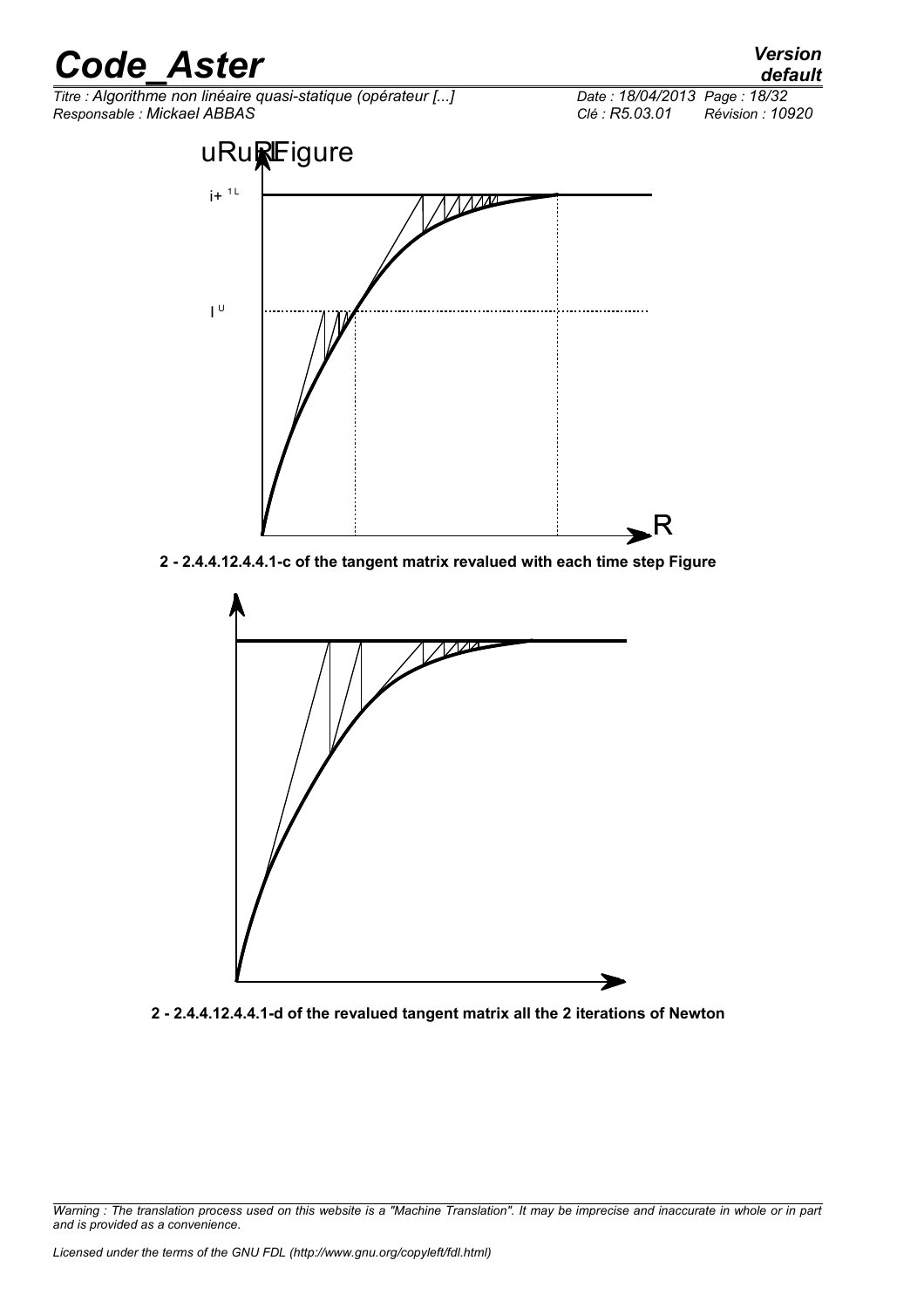2 - 2.4.4.12.4.4.1-c of the tangent matrix revalued with each time step Figure

2 - 2.4.4.12.4.4.1-d of the revalued tangent matrix all the 2 iterations of Newton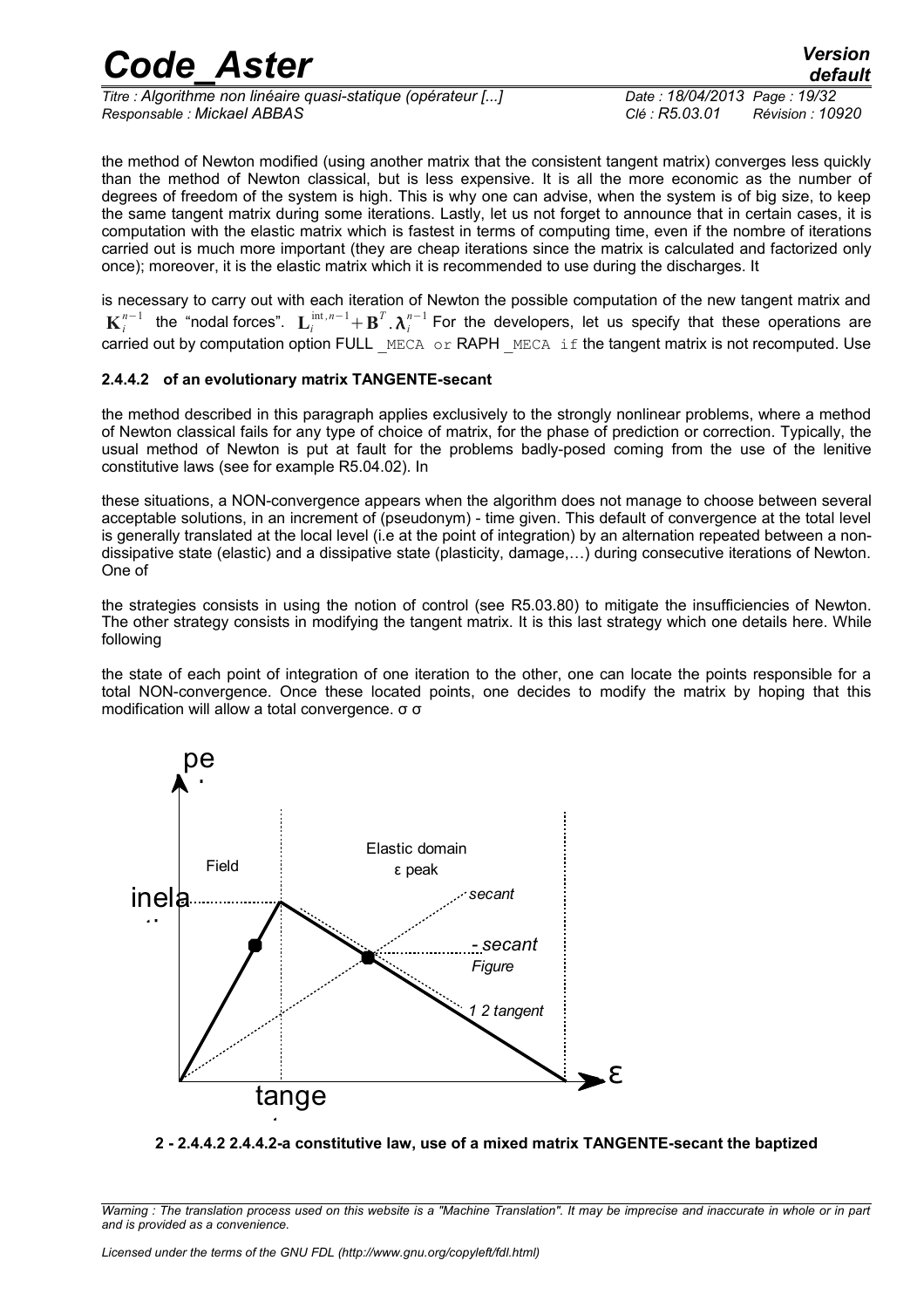the method of Newton modified (using another matrix that the consistent tangent matrix) converges less quickly than the method of Newton classical, but is less expensive. It is all the more economic as the number of degrees of freedom of the system is high. This is why one can advise, when the system is of big size, to keep the same tangent matrix during some iterations. Lastly, let us not forget to announce that in certain cases, it is computation with the elastic matrix which is fastest in terms of computing time, even if the nombre of iterations carried out is much more important (they are cheap iterations since the matrix is calculated and factorized only once); moreover, it is the elastic matrix which it is recommended to use during the discharges. It

is necessary to carry out with each iteration of Newton the possible computation of the new tangent matrix and $\mathbf{K}_i^{n-1}$ the "nodal forces". $\mathbf{L}_i^{\mathrm{int},n-1}+\mathbf{B}^T.\boldsymbol{\lambda}_i^{n-1}$ For the developers, let us specify that these operations are carried out by computation option FULL _MECA or RAPH _MECA if the tangent matrix is not recomputed. Use

#### 2.4.4.2 of an evolutionary matrix TANGENTE-secant

the method described in this paragraph applies exclusively to the strongly nonlinear problems, where a method of Newton classical fails for any type of choice of matrix, for the phase of prediction or correction. Typically, the usual method of Newton is put at fault for the problems badly-posed coming from the use of the lenitive constitutive laws (see for example R5.04.02). In

these situations, a NON-convergence appears when the algorithm does not manage to choose between several acceptable solutions, in an increment of (pseudonym) - time given. This default of convergence at the total level is generally translated at the local level (i.e at the point of integration) by an alternation repeated between a non-dissipative state (elastic) and a dissipative state (plasticity, damage,…) during consecutive iterations of Newton. One of

the strategies consists in using the notion of control (see R5.03.80) to mitigate the insufficiencies of Newton. The other strategy consists in modifying the tangent matrix. It is this last strategy which one details here. While following

the state of each point of integration of one iteration to the other, one can locate the points responsible for a total NON-convergence. Once these located points, one decides to modify the matrix by hoping that this modification will allow a total convergence. σ σ

pe inela tange Field Elastic domain ε peak secant - secant Figure 1 2 tangent ε

**2 - 2.4.4.2 2.4.4.2-a constitutive law, use of a mixed matrix TANGENTE-secant the baptized**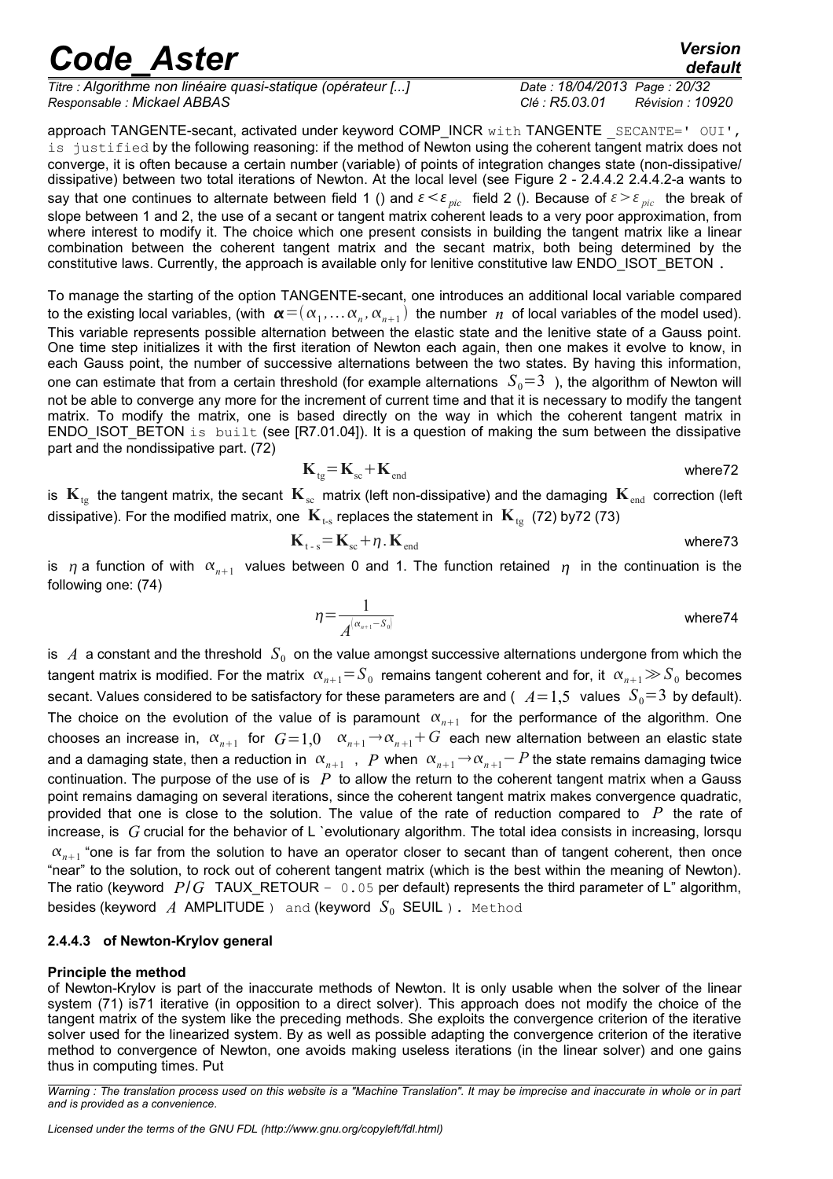approach TANGENTE-secant, activated under keyword COMP_INCR with TANGENTE _SECANTE=' OUI', is justified by the following reasoning: if the method of Newton using the coherent tangent matrix does not converge, it is often because a certain number (variable) of points of integration changes state (non-dissipative/dissipative) between two total iterations of Newton. At the local level (see Figure 2 - 2.4.4.2 2.4.4.2-a wants to say that one continues to alternate between field 1 () and $\varepsilon < \varepsilon_{pic}$ field 2 (). Because of $\varepsilon > \varepsilon_{pic}$ the break of slope between 1 and 2, the use of a secant or tangent matrix coherent leads to a very poor approximation, from where interest to modify it. The choice which one present consists in building the tangent matrix like a linear combination between the coherent tangent matrix and the secant matrix, both being determined by the constitutive laws. Currently, the approach is available only for lenitive constitutive law ENDO_ISOT_BETON .

To manage the starting of the option TANGENTE-secant, one introduces an additional local variable compared to the existing local variables, (with $\boldsymbol{\alpha} = (\alpha_1, \ldots \alpha_n, \alpha_{n+1})$ the number $n$ of local variables of the model used). This variable represents possible alternation between the elastic state and the lenitive state of a Gauss point. One time step initializes it with the first iteration of Newton each again, then one makes it evolve to know, in each Gauss point, the number of successive alternations between the two states. By having this information, one can estimate that from a certain threshold (for example alternations $S_0 = 3$ ), the algorithm of Newton will not be able to converge any more for the increment of current time and that it is necessary to modify the tangent matrix. To modify the matrix, one is based directly on the way in which the coherent tangent matrix in ENDO_ISOT_BETON is built (see [R7.01.04]). It is a question of making the sum between the dissipative part and the nondissipative part. (72)

$$\mathbf{K}_{\text{tg}} = \mathbf{K}_{\text{sc}} + \mathbf{K}_{\text{end}} \qquad \text{where72}$$

is $\mathbf{K}_{\text{tg}}$ the tangent matrix, the secant $\mathbf{K}_{\text{sc}}$ matrix (left non-dissipative) and the damaging $\mathbf{K}_{\text{end}}$ correction (left dissipative). For the modified matrix, one $\mathbf{K}_{\text{t-s}}$ replaces the statement in $\mathbf{K}_{\text{tg}}$ (72) by72 (73)

$$\mathbf{K}_{\text{t - s}} = \mathbf{K}_{\text{sc}} + \eta . \mathbf{K}_{\text{end}} \qquad \text{where73}$$

is $\eta$ a function of with $\alpha_{n+1}$ values between 0 and 1. The function retained $\eta$ in the continuation is the following one: (74)

$$\eta = \frac{1}{A^{|\alpha_{n+1} - S_0|}} \qquad \text{where74}$$

is $A$ a constant and the threshold $S_0$ on the value amongst successive alternations undergone from which the tangent matrix is modified. For the matrix $\alpha_{n+1} = S_0$ remains tangent coherent and for, it $\alpha_{n+1} \gg S_0$ becomes secant. Values considered to be satisfactory for these parameters are and ( $A = 1{,}5$ values $S_0 = 3$ by default). The choice on the evolution of the value of is paramount $\alpha_{n+1}$ for the performance of the algorithm. One chooses an increase in, $\alpha_{n+1}$ for $G = 1{,}0$ $\alpha_{n+1} \rightarrow \alpha_{n+1} + G$ each new alternation between an elastic state and a damaging state, then a reduction in $\alpha_{n+1}$ , $P$ when $\alpha_{n+1} \rightarrow \alpha_{n+1} - P$ the state remains damaging twice continuation. The purpose of the use of is $P$ to allow the return to the coherent tangent matrix when a Gauss point remains damaging on several iterations, since the coherent tangent matrix makes convergence quadratic, provided that one is close to the solution. The value of the rate of reduction compared to $P$ the rate of increase, is $G$ crucial for the behavior of L `evolutionary algorithm. The total idea consists in increasing, lorsqu $\alpha_{n+1}$ "one is far from the solution to have an operator closer to secant than of tangent coherent, then once "near" to the solution, to rock out of coherent tangent matrix (which is the best within the meaning of Newton). The ratio (keyword $P/G$ TAUX_RETOUR - 0.05 per default) represents the third parameter of L" algorithm, besides (keyword $A$ AMPLITUDE ) and (keyword $S_0$ SEUIL ). Method

#### 2.4.4.3 of Newton-Krylov general

**Principle the method**

of Newton-Krylov is part of the inaccurate methods of Newton. It is only usable when the solver of the linear system (71) is71 iterative (in opposition to a direct solver). This approach does not modify the choice of the tangent matrix of the system like the preceding methods. She exploits the convergence criterion of the iterative solver used for the linearized system. By as well as possible adapting the convergence criterion of the iterative method to convergence of Newton, one avoids making useless iterations (in the linear solver) and one gains thus in computing times. Put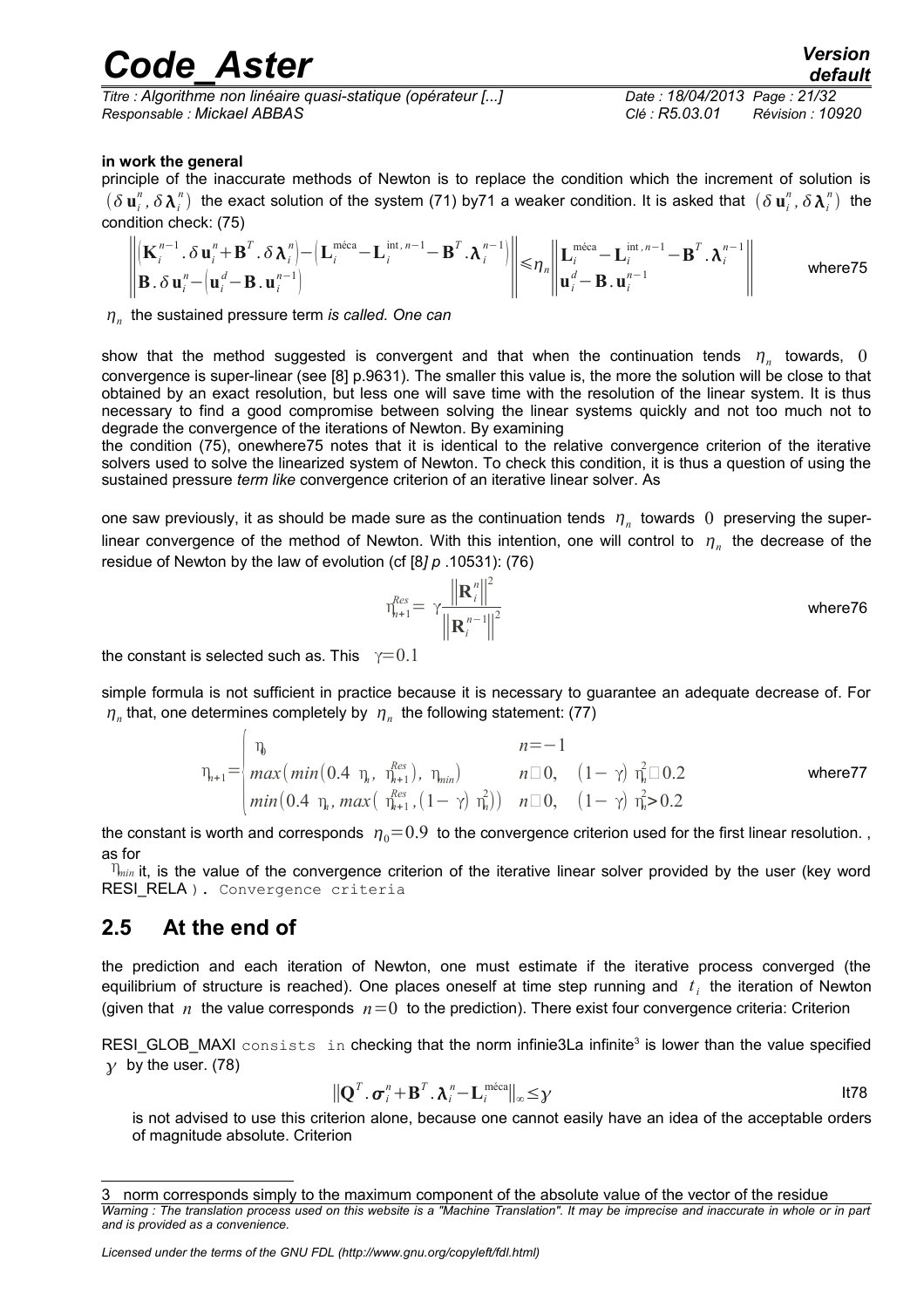**in work the general**

principle of the inaccurate methods of Newton is to replace the condition which the increment of solution is $(\delta \mathbf{u}_i^n, \delta \boldsymbol{\lambda}_i^n)$ the exact solution of the system (71) by71 a weaker condition. It is asked that $(\delta \mathbf{u}_i^n, \delta \boldsymbol{\lambda}_i^n)$ the condition check: (75)

$$\left\| \begin{matrix} \left(\mathbf{K}_i^{n-1}.\delta \mathbf{u}_i^n + \mathbf{B}^T.\delta \boldsymbol{\lambda}_i^n\right) - \left(\mathbf{L}_i^{\text{méca}} - \mathbf{L}_i^{\text{int},n-1} - \mathbf{B}^T.\boldsymbol{\lambda}_i^{n-1}\right) \\ \mathbf{B}.\delta \mathbf{u}_i^n - \left(\mathbf{u}_i^d - \mathbf{B}.\mathbf{u}_i^{n-1}\right) \end{matrix} \right\| \leqslant \eta_n \left\| \begin{matrix} \mathbf{L}_i^{\text{méca}} - \mathbf{L}_i^{\text{int},n-1} - \mathbf{B}^T.\boldsymbol{\lambda}_i^{n-1} \\ \mathbf{u}_i^d - \mathbf{B}.\mathbf{u}_i^{n-1} \end{matrix} \right\| \quad \text{where75}$$

$\eta_n$ the sustained pressure term *is called. One can*

show that the method suggested is convergent and that when the continuation tends $\eta_n$ towards, $0$ convergence is super-linear (see [8] p.9631). The smaller this value is, the more the solution will be close to that obtained by an exact resolution, but less one will save time with the resolution of the linear system. It is thus necessary to find a good compromise between solving the linear systems quickly and not too much not to degrade the convergence of the iterations of Newton. By examining

the condition (75), onewhere75 notes that it is identical to the relative convergence criterion of the iterative solvers used to solve the linearized system of Newton. To check this condition, it is thus a question of using the sustained pressure *term like* convergence criterion of an iterative linear solver. As

one saw previously, it as should be made sure as the continuation tends $\eta_n$ towards $0$ preserving the super-linear convergence of the method of Newton. With this intention, one will control to $\eta_n$ the decrease of the residue of Newton by the law of evolution (cf [8*] p* .10531): (76)

$$\eta_{n+1}^{Res} = \gamma \frac{\left\|\mathbf{R}_i^n\right\|^2}{\left\|\mathbf{R}_i^{n-1}\right\|^2} \quad \text{where76}$$

the constant is selected such as. This $\gamma = 0.1$

simple formula is not sufficient in practice because it is necessary to guarantee an adequate decrease of. For $\eta_n$ that, one determines completely by $\eta_n$ the following statement: (77)

$$\eta_{n+1} = \begin{cases} \eta_0 & n = -1 \\ max\left(min\left(0.4\ \eta_n,\ \eta_{n+1}^{Res}\right),\ \eta_{min}\right) & n \geq 0,\quad (1-\gamma)\ \eta_n^2 \leq 0.2 \\ min\left(0.4\ \eta_n, max\left(\ \eta_{n+1}^{Res}, (1-\gamma)\ \eta_n^2\right)\right) & n \geq 0,\quad (1-\gamma)\ \eta_n^2 > 0.2 \end{cases} \quad \text{where77}$$

the constant is worth and corresponds $\eta_0 = 0.9$ to the convergence criterion used for the first linear resolution. , as for

$\eta_{min}$ it, is the value of the convergence criterion of the iterative linear solver provided by the user (key word RESI_RELA ). Convergence criteria

## 2.5 At the end of

the prediction and each iteration of Newton, one must estimate if the iterative process converged (the equilibrium of structure is reached). One places oneself at time step running and $t_i$ the iteration of Newton (given that $n$ the value corresponds $n = 0$ to the prediction). There exist four convergence criteria: Criterion

RESI_GLOB_MAXI consists in checking that the norm infinie3La infinite[3] is lower than the value specified $\gamma$ by the user. (78)

$$\left\|\mathbf{Q}^T.\boldsymbol{\sigma}_i^n + \mathbf{B}^T.\boldsymbol{\lambda}_i^n - \mathbf{L}_i^{\text{méca}}\right\|_\infty \leq \gamma \quad \text{It78}$$

is not advised to use this criterion alone, because one cannot easily have an idea of the acceptable orders of magnitude absolute. Criterion

---

3 norm corresponds simply to the maximum component of the absolute value of the vector of the residue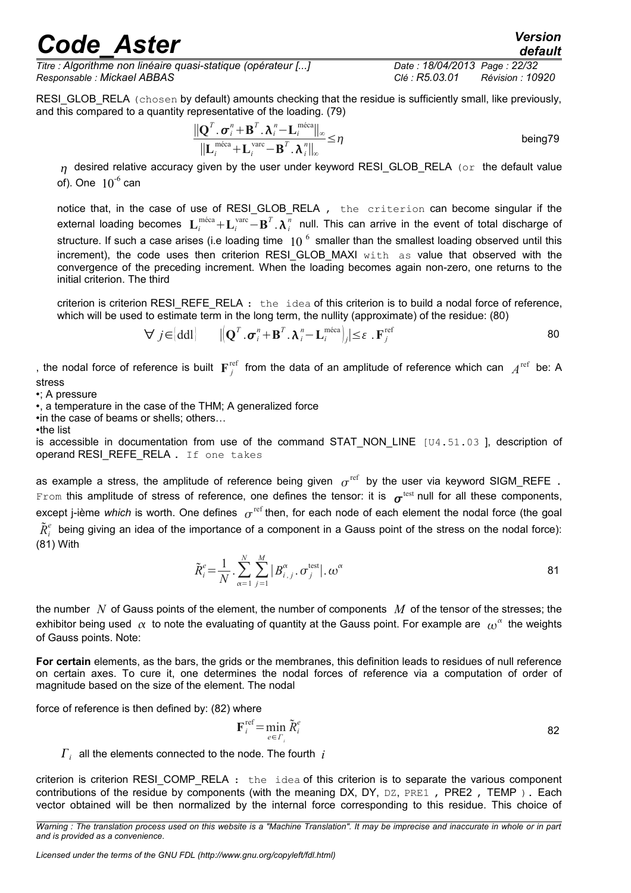RESI_GLOB_RELA (chosen by default) amounts checking that the residue is sufficiently small, like previously, and this compared to a quantity representative of the loading. (79)

$$\frac{\|\mathbf{Q}^T.\boldsymbol{\sigma}_i^n+\mathbf{B}^T.\boldsymbol{\lambda}_i^n-\mathbf{L}_i^{\text{méca}}\|_\infty}{\|\mathbf{L}_i^{\text{méca}}+\mathbf{L}_i^{\text{varc}}-\mathbf{B}^T.\boldsymbol{\lambda}_i^n\|_\infty}\leq\eta \qquad \text{being79}$$

$\eta$ desired relative accuracy given by the user under keyword RESI_GLOB_RELA (or the default value of). One $10^{-6}$ can

notice that, in the case of use of RESI_GLOB_RELA , the criterion can become singular if the external loading becomes $\mathbf{L}_i^{\text{méca}}+\mathbf{L}_i^{\text{varc}}-\mathbf{B}^T.\boldsymbol{\lambda}_i^n$ null. This can arrive in the event of total discharge of structure. If such a case arises (i.e loading time $10^{6}$ smaller than the smallest loading observed until this increment), the code uses then criterion RESI_GLOB_MAXI with as value that observed with the convergence of the preceding increment. When the loading becomes again non-zero, one returns to the initial criterion. The third

criterion is criterion RESI_REFE_RELA : the idea of this criterion is to build a nodal force of reference, which will be used to estimate term in the long term, the nullity (approximate) of the residue: (80)

$$\forall\, j\in[\text{ddl}] \qquad \left|\left(\mathbf{Q}^T.\boldsymbol{\sigma}_i^n+\mathbf{B}^T.\boldsymbol{\lambda}_i^n-\mathbf{L}_i^{\text{méca}}\right)_j\right|\leq\varepsilon\,.\mathbf{F}_j^{\text{ref}} \qquad 80$$

, the nodal force of reference is built $\mathbf{F}_j^{\text{ref}}$ from the data of an amplitude of reference which can $A^{\text{ref}}$ be: A stress

- ; A pressure
- , a temperature in the case of the THM; A generalized force
- in the case of beams or shells; others…
- the list

is accessible in documentation from use of the command STAT_NON_LINE [U4.51.03 ], description of operand RESI_REFE_RELA . If one takes

as example a stress, the amplitude of reference being given $\sigma^{\text{ref}}$ by the user via keyword SIGM_REFE . From this amplitude of stress of reference, one defines the tensor: it is $\boldsymbol{\sigma}^{\text{test}}$ null for all these components, except j-ième *which* is worth. One defines $\sigma^{\text{ref}}$ then, for each node of each element the nodal force (the goal $\tilde{R}_i^e$ being giving an idea of the importance of a component in a Gauss point of the stress on the nodal force): (81) With

$$\tilde{R}_i^e=\frac{1}{N}.\sum_{\alpha=1}^{N}\sum_{j=1}^{M}|B_{i,j}^{\alpha}.\sigma_j^{\text{test}}|.\omega^{\alpha} \qquad 81$$

the number $N$ of Gauss points of the element, the number of components $M$ of the tensor of the stresses; the exhibitor being used $\alpha$ to note the evaluating of quantity at the Gauss point. For example are $\omega^{\alpha}$ the weights of Gauss points. Note:

**For certain** elements, as the bars, the grids or the membranes, this definition leads to residues of null reference on certain axes. To cure it, one determines the nodal forces of reference via a computation of order of magnitude based on the size of the element. The nodal

force of reference is then defined by: (82) where

$$\mathbf{F}_i^{\text{ref}}=\min_{e\in\Gamma_i}\tilde{R}_i^e \qquad 82$$

$\Gamma_i$ all the elements connected to the node. The fourth $i$

criterion is criterion RESI_COMP_RELA : the idea of this criterion is to separate the various component contributions of the residue by components (with the meaning DX, DY, DZ, PRE1 , PRE2 , TEMP ). Each vector obtained will be then normalized by the internal force corresponding to this residue. This choice of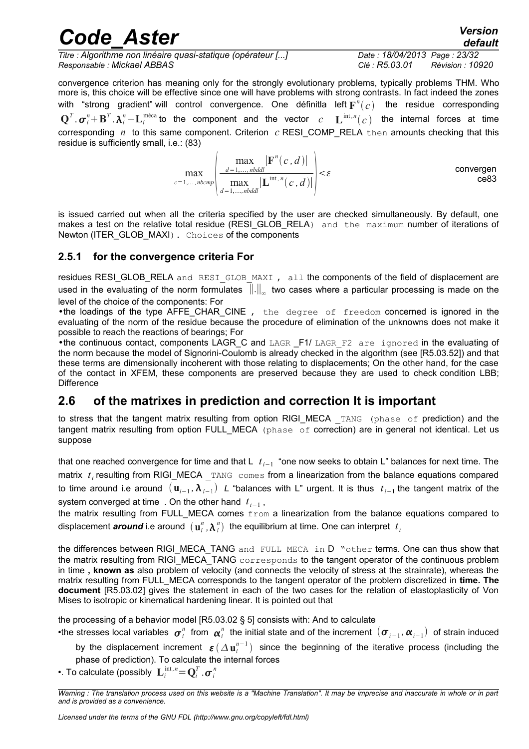convergence criterion has meaning only for the strongly evolutionary problems, typically problems THM. Who more is, this choice will be effective since one will have problems with strong contrasts. In fact indeed the zones with "strong gradient" will control convergence. One définitla left $\mathbf{F}^n(c)$ the residue corresponding $\mathbf{Q}^T.\boldsymbol{\sigma}_i^n+\mathbf{B}^T.\boldsymbol{\lambda}_i^n-\mathbf{L}_i^{\text{méca}}$ to the component and the vector $c$ $\mathbf{L}^{\text{int},n}(c)$ the internal forces at time corresponding $n$ to this same component. Criterion $c$ RESI_COMP_RELA then amounts checking that this residue is sufficiently small, i.e.: (83)

$$\max_{c=1,\dots,nbcmp}\left(\frac{\max\limits_{d=1,\dots,nbddl}|\mathbf{F}^n(c,d)|}{\max\limits_{d=1,\dots,nbddl}|\mathbf{L}^{\text{int},n}(c,d)|}\right)<\varepsilon \qquad \text{convergence83}$$

is issued carried out when all the criteria specified by the user are checked simultaneously. By default, one makes a test on the relative total residue (RESI_GLOB_RELA) and the maximum number of iterations of Newton (ITER_GLOB_MAXI). Choices of the components

### 2.5.1 for the convergence criteria For

residues RESI_GLOB_RELA and RESI_GLOB_MAXI , all the components of the field of displacement are used in the evaluating of the norm formulates $\|.\|_\infty$ two cases where a particular processing is made on the level of the choice of the components: For

- the loadings of the type AFFE_CHAR_CINE , the degree of freedom concerned is ignored in the evaluating of the norm of the residue because the procedure of elimination of the unknowns does not make it possible to reach the reactions of bearings; For
- the continuous contact, components LAGR_C and LAGR _F1/ LAGR_F2 are ignored in the evaluating of the norm because the model of Signorini-Coulomb is already checked in the algorithm (see [R5.03.52]) and that these terms are dimensionally incoherent with those relating to displacements; On the other hand, for the case of the contact in XFEM, these components are preserved because they are used to check condition LBB; Difference

## 2.6 of the matrixes in prediction and correction It is important

to stress that the tangent matrix resulting from option RIGI_MECA _TANG (phase of prediction) and the tangent matrix resulting from option FULL_MECA (phase of correction) are in general not identical. Let us suppose

that one reached convergence for time and that L $t_{i-1}$ "one now seeks to obtain L" balances for next time. The matrix $t_i$ resulting from RIGI_MECA _TANG comes from a linearization from the balance equations compared to time around i.e around $(\mathbf{u}_{i-1},\boldsymbol{\lambda}_{i-1})$ *L* "balances with L" urgent. It is thus $t_{i-1}$ the tangent matrix of the system converged at time . On the other hand $t_{i-1}$,

the matrix resulting from FULL_MECA comes from a linearization from the balance equations compared to displacement ***around*** i.e around $(\mathbf{u}_i^n,\boldsymbol{\lambda}_i^n)$ the equilibrium at time. One can interpret $t_i$

the differences between RIGI_MECA_TANG and FULL_MECA in D "other terms. One can thus show that the matrix resulting from RIGI_MECA_TANG corresponds to the tangent operator of the continuous problem in time **, known as** also problem of velocity (and connects the velocity of stress at the strainrate), whereas the matrix resulting from FULL_MECA corresponds to the tangent operator of the problem discretized in **time. The document** [R5.03.02] gives the statement in each of the two cases for the relation of elastoplasticity of Von Mises to isotropic or kinematical hardening linear. It is pointed out that

the processing of a behavior model [R5.03.02 § 5] consists with: And to calculate

- the stresses local variables $\boldsymbol{\sigma}_i^n$ from $\boldsymbol{\alpha}_i^n$ the initial state and of the increment $(\boldsymbol{\sigma}_{i-1},\boldsymbol{\alpha}_{i-1})$ of strain induced by the displacement increment $\boldsymbol{\varepsilon}(\Delta\mathbf{u}_i^{n-1})$ since the beginning of the iterative process (including the phase of prediction). To calculate the internal forces
- . To calculate (possibly $\mathbf{L}_i^{\text{int},n}=\mathbf{Q}_i^T.\boldsymbol{\sigma}_i^n$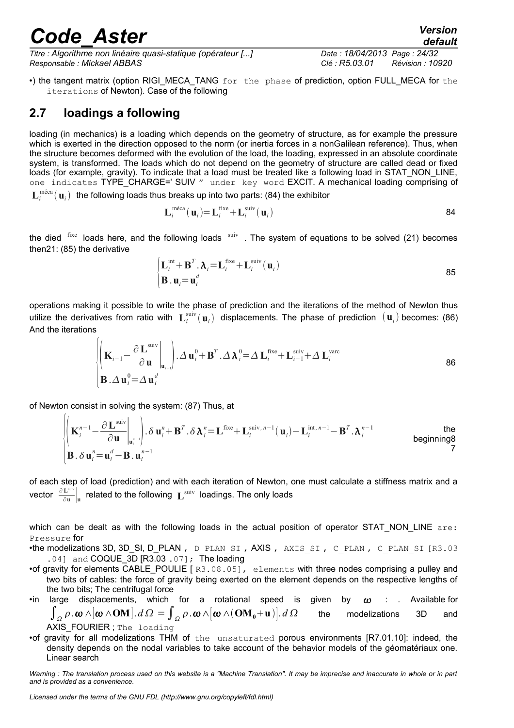•) the tangent matrix (option RIGI_MECA_TANG for the phase of prediction, option FULL_MECA for the iterations of Newton). Case of the following

## 2.7 loadings a following

loading (in mechanics) is a loading which depends on the geometry of structure, as for example the pressure which is exerted in the direction opposed to the norm (or inertia forces in a nonGalilean reference). Thus, when the structure becomes deformed with the evolution of the load, the loading, expressed in an absolute coordinate system, is transformed. The loads which do not depend on the geometry of structure are called dead or fixed loads (for example, gravity). To indicate that a load must be treated like a following load in STAT_NON_LINE, one indicates TYPE_CHARGE=' SUIV " under key word EXCIT. A mechanical loading comprising of $\mathbf{L}_i^{\text{méca}}(\mathbf{u}_i)$ the following loads thus breaks up into two parts: (84) the exhibitor

$$\mathbf{L}_i^{\text{méca}}(\mathbf{u}_i)=\mathbf{L}_i^{\text{fixe}}+\mathbf{L}_i^{\text{suiv}}(\mathbf{u}_i) \quad 84$$

the died $^{\text{fixe}}$ loads here, and the following loads $^{\text{suiv}}$ . The system of equations to be solved (21) becomes then21: (85) the derivative

$$\begin{cases}\mathbf{L}_i^{\text{int}}+\mathbf{B}^T.\boldsymbol{\lambda}_i=\mathbf{L}_i^{\text{fixe}}+\mathbf{L}_i^{\text{suiv}}(\mathbf{u}_i)\\ \mathbf{B}.\mathbf{u}_i=\mathbf{u}_i^d\end{cases} \quad 85$$

operations making it possible to write the phase of prediction and the iterations of the method of Newton thus utilize the derivatives from ratio with $\mathbf{L}_i^{\text{suiv}}(\mathbf{u}_i)$ displacements. The phase of prediction $(\mathbf{u}_i)$ becomes: (86) And the iterations

$$\begin{cases}\left(\mathbf{K}_{i-1}-\left.\dfrac{\partial\mathbf{L}^{\text{suiv}}}{\partial\mathbf{u}}\right|_{\mathbf{u}_{i-1}}\right).\Delta\mathbf{u}_i^0+\mathbf{B}^T.\Delta\boldsymbol{\lambda}_i^0=\Delta\mathbf{L}_i^{\text{fixe}}+\mathbf{L}_{i-1}^{\text{suiv}}+\Delta\mathbf{L}_i^{\text{varc}}\\ \mathbf{B}.\Delta\mathbf{u}_i^0=\Delta\mathbf{u}_i^d\end{cases} \quad 86$$

of Newton consist in solving the system: (87) Thus, at

$$\begin{cases}\left(\mathbf{K}_i^{n-1}-\left.\dfrac{\partial\mathbf{L}^{\text{suiv}}}{\partial\mathbf{u}}\right|_{\mathbf{u}_i^{n-1}}\right).\delta\mathbf{u}_i^n+\mathbf{B}^T.\delta\boldsymbol{\lambda}_i^n=\mathbf{L}^{\text{fixe}}+\mathbf{L}_i^{\text{suiv},n-1}(\mathbf{u}_i)-\mathbf{L}_i^{\text{int},n-1}-\mathbf{B}^T.\boldsymbol{\lambda}_i^{n-1}\\ \mathbf{B}.\delta\mathbf{u}_i^n=\mathbf{u}_i^d-\mathbf{B}.\mathbf{u}_i^{n-1}\end{cases} \quad 87$$

the beginning of each step of load (prediction) and with each iteration of Newton, one must calculate a stiffness matrix and a vector $\left.\frac{\partial\mathbf{L}^{\text{suiv}}}{\partial\mathbf{u}}\right|_{\mathbf{u}}$ related to the following $\mathbf{L}^{\text{suiv}}$ loadings. The only loads

which can be dealt as with the following loads in the actual position of operator STAT_NON_LINE are: Pressure for

- the modelizations 3D, 3D_SI, D_PLAN , D_PLAN_SI , AXIS , AXIS_SI , C_PLAN , C_PLAN_SI [R3.03 .04] and COQUE_3D [R3.03 .07]; The loading
- of gravity for elements CABLE_POULIE [ R3.08.05], elements with three nodes comprising a pulley and two bits of cables: the force of gravity being exerted on the element depends on the respective lengths of the two bits; The centrifugal force
- in large displacements, which for a rotational speed is given by $\boldsymbol{\omega}$ : $\int_\Omega\rho.\boldsymbol{\omega}\wedge[\boldsymbol{\omega}\wedge\mathbf{OM}].d\Omega=\int_\Omega\rho.\boldsymbol{\omega}\wedge[\boldsymbol{\omega}\wedge(\mathbf{OM_0}+\mathbf{u})].d\Omega$ . Available for the modelizations 3D and AXIS_FOURIER ; The loading
- of gravity for all modelizations THM of the unsaturated porous environments [R7.01.10]: indeed, the density depends on the nodal variables to take account of the behavior models of the géomatériaux one. Linear search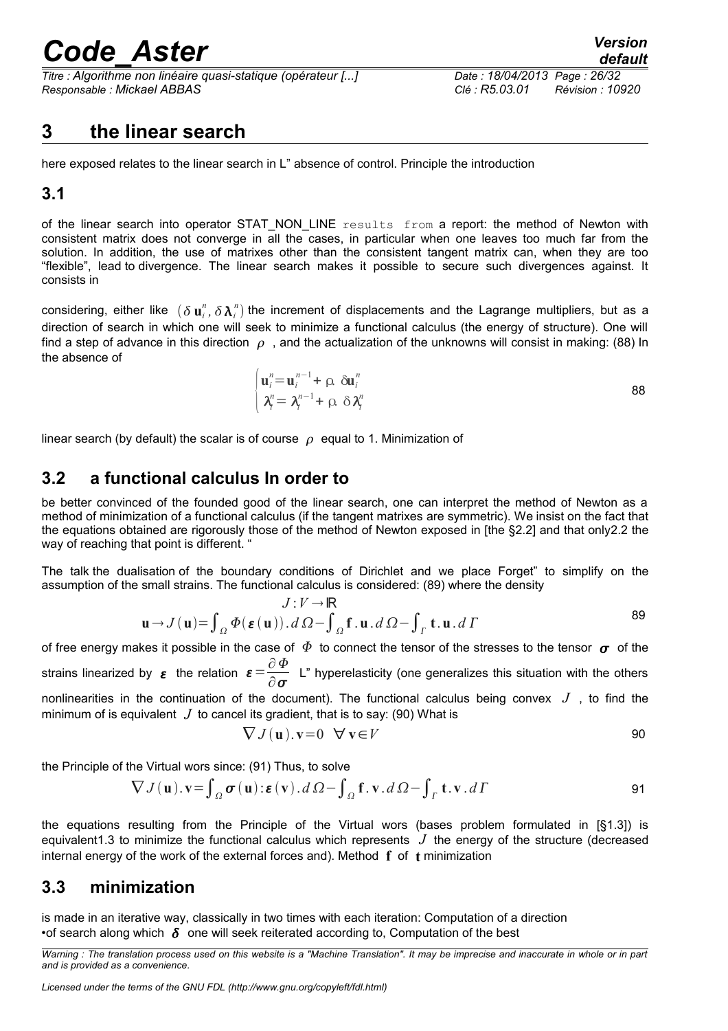## 3 the linear search

here exposed relates to the linear search in L" absence of control. Principle the introduction

### 3.1

of the linear search into operator STAT_NON_LINE `results from` a report: the method of Newton with consistent matrix does not converge in all the cases, in particular when one leaves too much far from the solution. In addition, the use of matrixes other than the consistent tangent matrix can, when they are too "flexible", lead to divergence. The linear search makes it possible to secure such divergences against. It consists in

considering, either like $(\delta \mathbf{u}_i^n, \delta \boldsymbol{\lambda}_i^n)$ the increment of displacements and the Lagrange multipliers, but as a direction of search in which one will seek to minimize a functional calculus (the energy of structure). One will find a step of advance in this direction $\rho$ , and the actualization of the unknowns will consist in making: (88) In the absence of

$$\begin{cases} \mathbf{u}_i^n = \mathbf{u}_i^{n-1} + \rho . \delta \mathbf{u}_i^n \\ \boldsymbol{\lambda}_i^n = \boldsymbol{\lambda}_i^{n-1} + \rho . \delta \boldsymbol{\lambda}_i^n \end{cases} \quad (88)$$

linear search (by default) the scalar is of course $\rho$ equal to 1. Minimization of

### 3.2 a functional calculus In order to

be better convinced of the founded good of the linear search, one can interpret the method of Newton as a method of minimization of a functional calculus (if the tangent matrixes are symmetric). We insist on the fact that the equations obtained are rigorously those of the method of Newton exposed in [the §2.2] and that only2.2 the way of reaching that point is different. "

The talk the dualisation of the boundary conditions of Dirichlet and we place Forget" to simplify on the assumption of the small strains. The functional calculus is considered: (89) where the density

$$\begin{aligned} J : V &\to \mathbb{R} \\ \mathbf{u} \to J(\mathbf{u}) &= \int_\Omega \Phi(\boldsymbol{\varepsilon}(\mathbf{u})) . d\Omega - \int_\Omega \mathbf{f} . \mathbf{u} . d\Omega - \int_\Gamma \mathbf{t} . \mathbf{u} . d\Gamma \end{aligned} \quad (89)$$

of free energy makes it possible in the case of $\Phi$ to connect the tensor of the stresses to the tensor $\boldsymbol{\sigma}$ of the strains linearized by $\boldsymbol{\varepsilon}$ the relation $\boldsymbol{\varepsilon} = \dfrac{\partial \Phi}{\partial \boldsymbol{\sigma}}$ L" hyperelasticity (one generalizes this situation with the others nonlinearities in the continuation of the document). The functional calculus being convex $J$ , to find the minimum of is equivalent $J$ to cancel its gradient, that is to say: (90) What is

$$\nabla J(\mathbf{u}) . \mathbf{v} = 0 \quad \forall \mathbf{v} \in V \quad (90)$$

the Principle of the Virtual wors since: (91) Thus, to solve

$$\nabla J(\mathbf{u}) . \mathbf{v} = \int_\Omega \boldsymbol{\sigma}(\mathbf{u}) : \boldsymbol{\varepsilon}(\mathbf{v}) . d\Omega - \int_\Omega \mathbf{f} . \mathbf{v} . d\Omega - \int_\Gamma \mathbf{t} . \mathbf{v} . d\Gamma \quad (91)$$

the equations resulting from the Principle of the Virtual wors (bases problem formulated in [§1.3]) is equivalent1.3 to minimize the functional calculus which represents $J$ the energy of the structure (decreased internal energy of the work of the external forces and). Method $\mathbf{f}$ of $\mathbf{t}$ minimization

### 3.3 minimization

is made in an iterative way, classically in two times with each iteration: Computation of a direction

- of search along which $\boldsymbol{\delta}$ one will seek reiterated according to, Computation of the best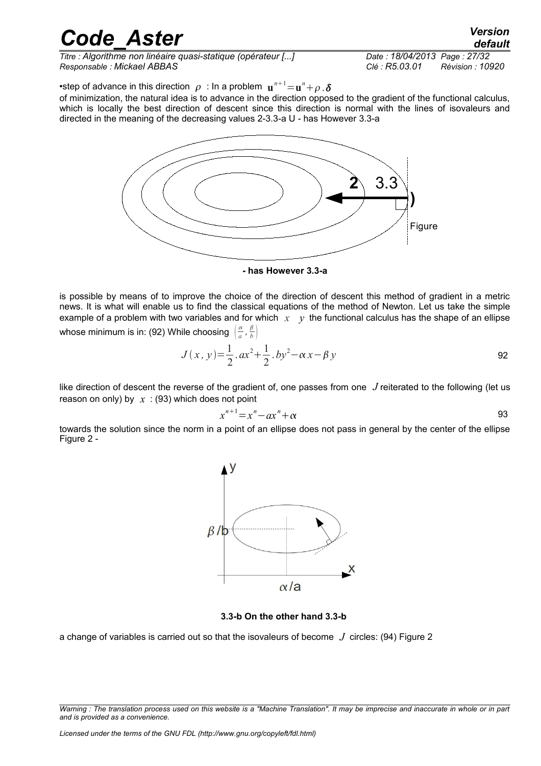•step of advance in this direction $\rho$ : In a problem $\mathbf{u}^{n+1}=\mathbf{u}^{n}+\rho.\boldsymbol{\delta}$ of minimization, the natural idea is to advance in the direction opposed to the gradient of the functional calculus, which is locally the best direction of descent since this direction is normal with the lines of isovaleurs and directed in the meaning of the decreasing values 2-3.3-a U - has However 3.3-a

2 3.3 )

Figure

**- has However 3.3-a**

is possible by means of to improve the choice of the direction of descent this method of gradient in a metric news. It is what will enable us to find the classical equations of the method of Newton. Let us take the simple example of a problem with two variables and for which $x$ $y$ the functional calculus has the shape of an ellipse whose minimum is in: (92) While choosing $\left(\frac{\alpha}{a},\frac{\beta}{b}\right)$

$$J(x,y)=\frac{1}{2}.ax^{2}+\frac{1}{2}.by^{2}-\alpha x-\beta y \tag{92}$$

like direction of descent the reverse of the gradient of, one passes from one $J$ reiterated to the following (let us reason on only) by $x$ : (93) which does not point

$$x^{n+1}=x^{n}-ax^{n}+\alpha \tag{93}$$

towards the solution since the norm in a point of an ellipse does not pass in general by the center of the ellipse Figure 2 -

y

$\beta$/b

x

$\alpha$/a

**3.3-b On the other hand 3.3-b**

a change of variables is carried out so that the isovaleurs of become $J$ circles: (94) Figure 2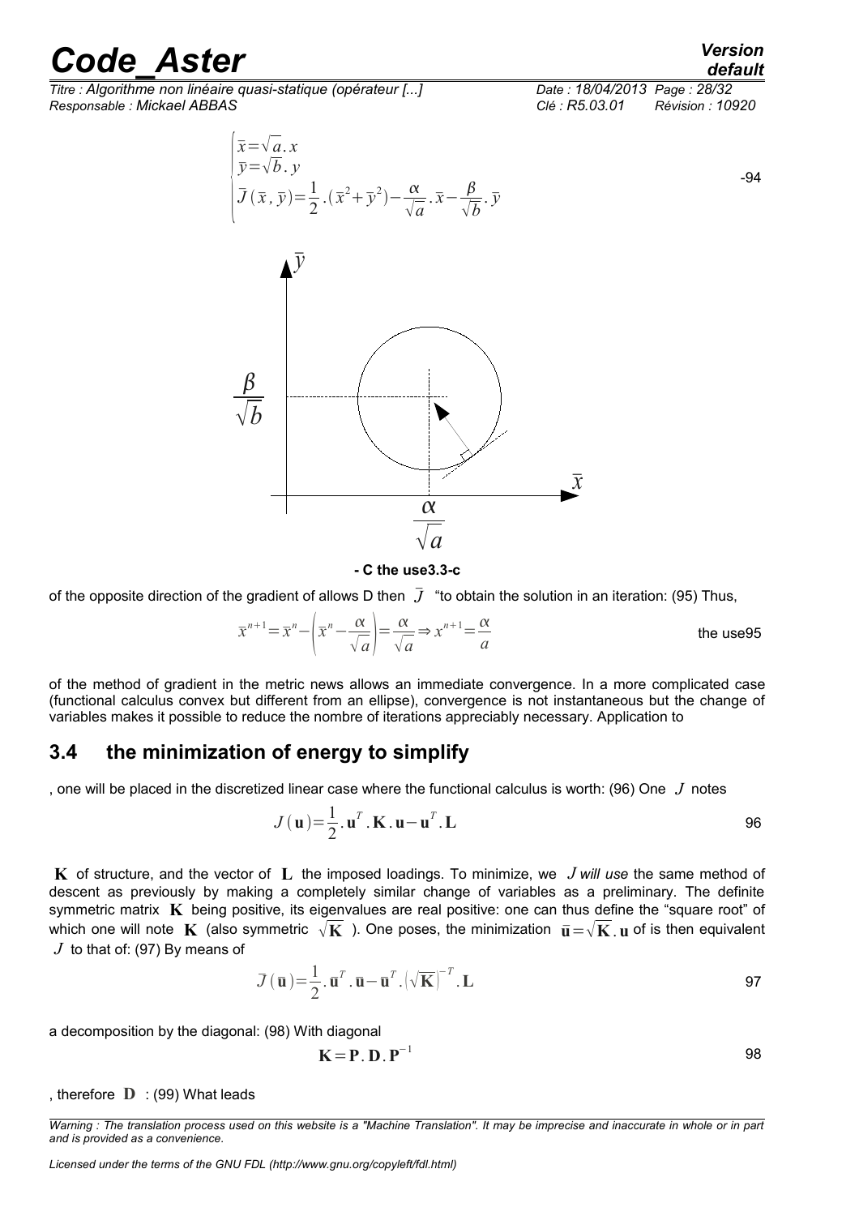$$\begin{cases} \bar{x}=\sqrt{a}.x \\ \bar{y}=\sqrt{b}.y \\ \bar{J}(\bar{x},\bar{y})=\frac{1}{2}.(\bar{x}^2+\bar{y}^2)-\frac{\alpha}{\sqrt{a}}.\bar{x}-\frac{\beta}{\sqrt{b}}.\bar{y} \end{cases}$$ -94

**- C the use3.3-c**

of the opposite direction of the gradient of allows D then $\bar{J}$ "to obtain the solution in an iteration: (95) Thus,

$$\bar{x}^{n+1}=\bar{x}^n-\left(\bar{x}^n-\frac{\alpha}{\sqrt{a}}\right)=\frac{\alpha}{\sqrt{a}}\Rightarrow x^{n+1}=\frac{\alpha}{a}$$ the use95

of the method of gradient in the metric news allows an immediate convergence. In a more complicated case (functional calculus convex but different from an ellipse), convergence is not instantaneous but the change of variables makes it possible to reduce the nombre of iterations appreciably necessary. Application to

## 3.4 the minimization of energy to simplify

, one will be placed in the discretized linear case where the functional calculus is worth: (96) One $J$ notes

$$J(\mathbf{u})=\frac{1}{2}.\mathbf{u}^T.\mathbf{K}.\mathbf{u}-\mathbf{u}^T.\mathbf{L}$$ 96

$\mathbf{K}$ of structure, and the vector of $\mathbf{L}$ the imposed loadings. To minimize, we $J$ *will use* the same method of descent as previously by making a completely similar change of variables as a preliminary. The definite symmetric matrix $\mathbf{K}$ being positive, its eigenvalues are real positive: one can thus define the "square root" of which one will note $\mathbf{K}$ (also symmetric $\sqrt{\mathbf{K}}$ ). One poses, the minimization $\bar{\mathbf{u}}=\sqrt{\mathbf{K}}.\mathbf{u}$ of is then equivalent $J$ to that of: (97) By means of

$$\bar{J}(\bar{\mathbf{u}})=\frac{1}{2}.\bar{\mathbf{u}}^T.\bar{\mathbf{u}}-\bar{\mathbf{u}}^T.(\sqrt{\mathbf{K}})^{-T}.\mathbf{L}$$ 97

a decomposition by the diagonal: (98) With diagonal

$$\mathbf{K}=\mathbf{P}.\mathbf{D}.\mathbf{P}^{-1}$$ 98

, therefore $\mathbf{D}$ : (99) What leads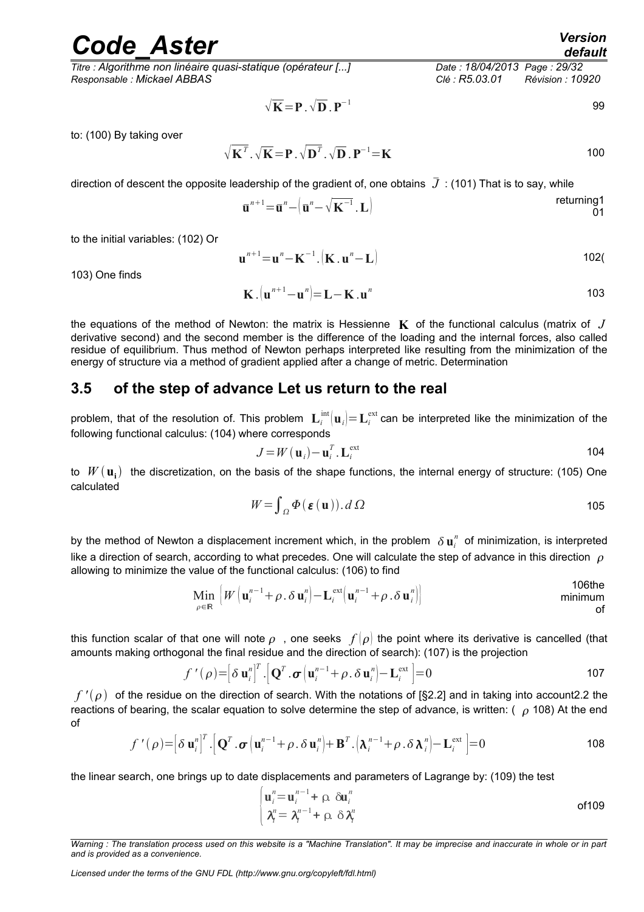$$\sqrt{\mathbf{K}}=\mathbf{P}.\sqrt{\mathbf{D}}.\mathbf{P}^{-1} \quad 99$$

to: (100) By taking over

$$\sqrt{\mathbf{K}^T}.\sqrt{\mathbf{K}}=\mathbf{P}.\sqrt{\mathbf{D}^T}.\sqrt{\mathbf{D}}.\mathbf{P}^{-1}=\mathbf{K} \quad 100$$

direction of descent the opposite leadership of the gradient of, one obtains $\bar{J}$ : (101) That is to say, while

$$\bar{\mathbf{u}}^{n+1}=\bar{\mathbf{u}}^{n}-\left(\bar{\mathbf{u}}^{n}-\sqrt{\mathbf{K}^{-1}}.\mathbf{L}\right)$$

returning1 01

to the initial variables: (102) Or

$$\mathbf{u}^{n+1}=\mathbf{u}^{n}-\mathbf{K}^{-1}.\left(\mathbf{K}.\mathbf{u}^{n}-\mathbf{L}\right) \quad 102($$

103) One finds

$$\mathbf{K}.\left(\mathbf{u}^{n+1}-\mathbf{u}^{n}\right)=\mathbf{L}-\mathbf{K}.\mathbf{u}^{n} \quad 103$$

the equations of the method of Newton: the matrix is Hessienne $\mathbf{K}$ of the functional calculus (matrix of $J$ derivative second) and the second member is the difference of the loading and the internal forces, also called residue of equilibrium. Thus method of Newton perhaps interpreted like resulting from the minimization of the energy of structure via a method of gradient applied after a change of metric. Determination

## 3.5 of the step of advance Let us return to the real

problem, that of the resolution of. This problem $\mathbf{L}_i^{\text{int}}(\mathbf{u}_i)=\mathbf{L}_i^{\text{ext}}$ can be interpreted like the minimization of the following functional calculus: (104) where corresponds

$$J=W(\mathbf{u}_i)-\mathbf{u}_i^T.\mathbf{L}_i^{\text{ext}} \quad 104$$

to $W(\mathbf{u_i})$ the discretization, on the basis of the shape functions, the internal energy of structure: (105) One calculated

$$W=\int_{\Omega}\Phi(\boldsymbol{\varepsilon}(\mathbf{u})).d\,\Omega \quad 105$$

by the method of Newton a displacement increment which, in the problem $\delta\mathbf{u}_i^n$ of minimization, is interpreted like a direction of search, according to what precedes. One will calculate the step of advance in this direction $\rho$ allowing to minimize the value of the functional calculus: (106) to find

$$\underset{\rho\in\mathbb{R}}{\text{Min}}\left\{W\left(\mathbf{u}_i^{n-1}+\rho.\delta\mathbf{u}_i^n\right)-\mathbf{L}_i^{\text{ext}}\left(\mathbf{u}_i^{n-1}+\rho.\delta\mathbf{u}_i^n\right)\right\}$$

106the minimum of

this function scalar of that one will note $\rho$ , one seeks $f(\rho)$ the point where its derivative is cancelled (that amounts making orthogonal the final residue and the direction of search): (107) is the projection

$$f'(\rho)=\left[\delta\mathbf{u}_i^n\right]^T.\left[\mathbf{Q}^T.\boldsymbol{\sigma}\left(\mathbf{u}_i^{n-1}+\rho.\delta\mathbf{u}_i^n\right)-\mathbf{L}_i^{\text{ext}}\right]=0 \quad 107$$

$f'(\rho)$ of the residue on the direction of search. With the notations of [§2.2] and in taking into account2.2 the reactions of bearing, the scalar equation to solve determine the step of advance, is written: ( $\rho$ 108) At the end of

$$f'(\rho)=\left[\delta\mathbf{u}_i^n\right]^T.\left[\mathbf{Q}^T.\boldsymbol{\sigma}\left(\mathbf{u}_i^{n-1}+\rho.\delta\mathbf{u}_i^n\right)+\mathbf{B}^T.\left(\boldsymbol{\lambda}_i^{n-1}+\rho.\delta\boldsymbol{\lambda}_i^n\right)-\mathbf{L}_i^{\text{ext}}\right]=0 \quad 108$$

the linear search, one brings up to date displacements and parameters of Lagrange by: (109) the test

$$\begin{cases}\mathbf{u}_i^n=\mathbf{u}_i^{n-1}+\rho.\delta\mathbf{u}_i^n\\ \boldsymbol{\lambda}_i^n=\boldsymbol{\lambda}_i^{n-1}+\rho.\delta\boldsymbol{\lambda}_i^n\end{cases}$$

of109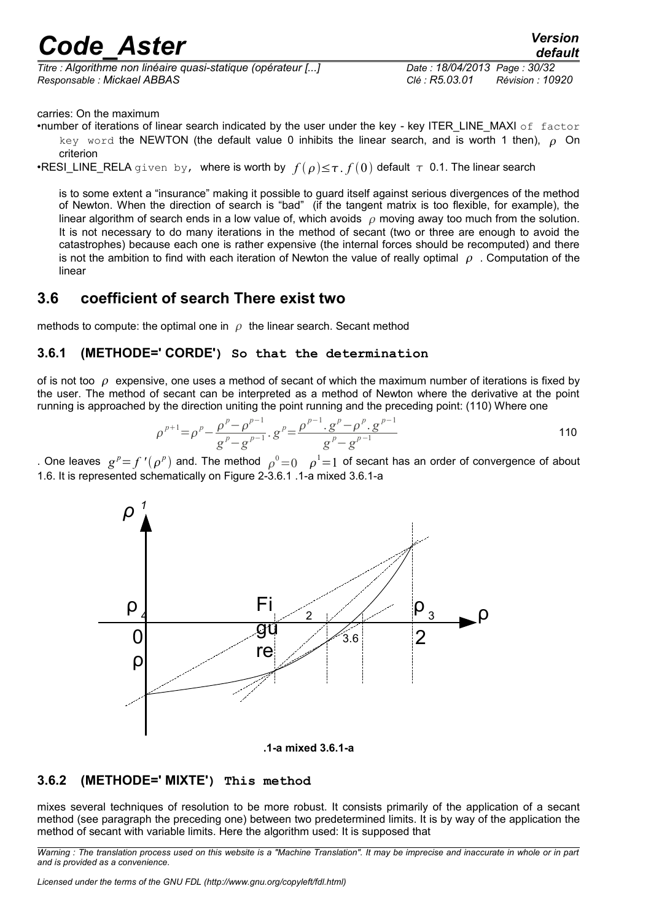carries: On the maximum

- number of iterations of linear search indicated by the user under the key - key ITER_LINE_MAXI of factor key word the NEWTON (the default value 0 inhibits the linear search, and is worth 1 then), $\rho$ On criterion
- RESI_LINE_RELA given by, where is worth by $f(\rho) \leq \tau . f(0)$ default $\tau$ 0.1. The linear search

is to some extent a "insurance" making it possible to guard itself against serious divergences of the method of Newton. When the direction of search is "bad" (if the tangent matrix is too flexible, for example), the linear algorithm of search ends in a low value of, which avoids $\rho$ moving away too much from the solution. It is not necessary to do many iterations in the method of secant (two or three are enough to avoid the catastrophes) because each one is rather expensive (the internal forces should be recomputed) and there is not the ambition to find with each iteration of Newton the value of really optimal $\rho$ . Computation of the linear

## 3.6 coefficient of search There exist two

methods to compute: the optimal one in $\rho$ the linear search. Secant method

### 3.6.1 (METHODE=' CORDE') So that the determination

of is not too $\rho$ expensive, one uses a method of secant of which the maximum number of iterations is fixed by the user. The method of secant can be interpreted as a method of Newton where the derivative at the point running is approached by the direction uniting the point running and the preceding point: (110) Where one

$$\rho^{p+1} = \rho^p - \frac{\rho^p - \rho^{p-1}}{g^p - g^{p-1}} . g^p = \frac{\rho^{p-1} . g^p - \rho^p . g^{p-1}}{g^p - g^{p-1}} \quad 110$$

. One leaves $g^p = f'(\rho^p)$ and. The method $\rho^0 = 0 \quad \rho^1 = 1$ of secant has an order of convergence of about 1.6. It is represented schematically on Figure 2-3.6.1 .1-a mixed 3.6.1-a

**.1-a mixed 3.6.1-a**

### 3.6.2 (METHODE=' MIXTE') This method

mixes several techniques of resolution to be more robust. It consists primarily of the application of a secant method (see paragraph the preceding one) between two predetermined limits. It is by way of the application the method of secant with variable limits. Here the algorithm used: It is supposed that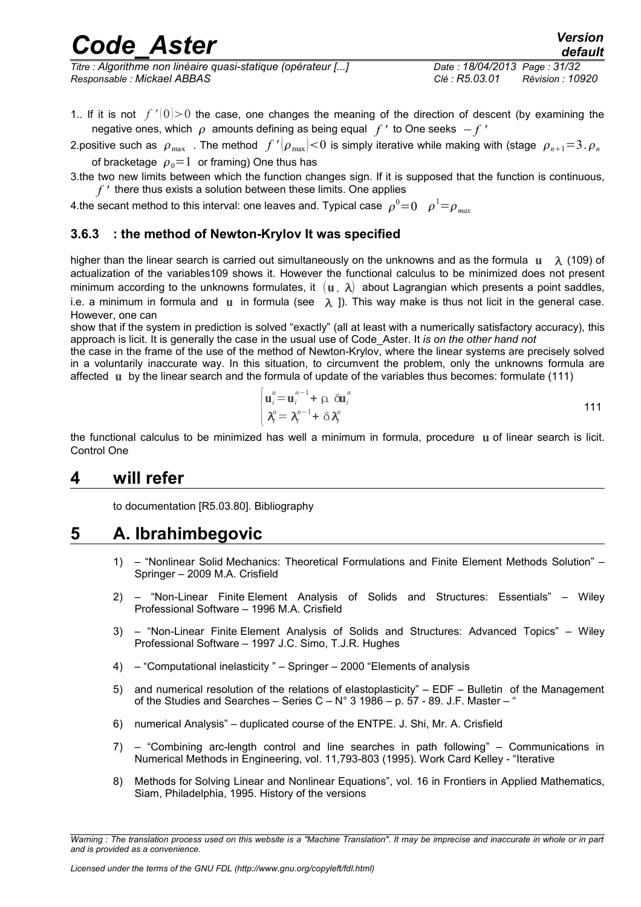1.. If it is not $f'(0)>0$ the case, one changes the meaning of the direction of descent (by examining the negative ones, which $\rho$ amounts defining as being equal $f'$ to One seeks $-f'$

2.positive such as $\rho_{\max}$ . The method $f'(\rho_{\max})<0$ is simply iterative while making with (stage $\rho_{n+1}=3.\rho_n$ of bracketage $\rho_0=1$ or framing) One thus has

3.the two new limits between which the function changes sign. If it is supposed that the function is continuous, $f'$ there thus exists a solution between these limits. One applies

4.the secant method to this interval: one leaves and. Typical case $\rho^0=0 \quad \rho^1=\rho_{max}$

### 3.6.3 : the method of Newton-Krylov It was specified

higher than the linear search is carried out simultaneously on the unknowns and as the formula $\mathbf{u} \quad \lambda$ (109) of actualization of the variables109 shows it. However the functional calculus to be minimized does not present minimum according to the unknowns formulates, it $(\mathbf{u}, \lambda)$ about Lagrangian which presents a point saddles, i.e. a minimum in formula and $\mathbf{u}$ in formula (see $\lambda$ ]). This way make is thus not licit in the general case. However, one can

show that if the system in prediction is solved "exactly" (all at least with a numerically satisfactory accuracy), this approach is licit. It is generally the case in the usual use of Code_Aster. It *is on the other hand not*

the case in the frame of the use of the method of Newton-Krylov, where the linear systems are precisely solved in a voluntarily inaccurate way. In this situation, to circumvent the problem, only the unknowns formula are affected $\mathbf{u}$ by the linear search and the formula of update of the variables thus becomes: formulate (111)

$$\begin{cases} \mathbf{u}_i^n = \mathbf{u}_i^{n-1} + \rho . \delta \mathbf{u}_i^n \\ \lambda_i^n = \lambda_i^{n-1} + \delta \lambda_i^n \end{cases} \qquad 111$$

the functional calculus to be minimized has well a minimum in formula, procedure $\mathbf{u}$ of linear search is licit. Control One

## 4 will refer

to documentation [R5.03.80]. Bibliography

## 5 A. Ibrahimbegovic

1) – "Nonlinear Solid Mechanics: Theoretical Formulations and Finite Element Methods Solution" – Springer – 2009 M.A. Crisfield
2) – "Non-Linear Finite Element Analysis of Solids and Structures: Essentials" – Wiley Professional Software – 1996 M.A. Crisfield
3) – "Non-Linear Finite Element Analysis of Solids and Structures: Advanced Topics" – Wiley Professional Software – 1997 J.C. Simo, T.J.R. Hughes
4) – "Computational inelasticity " – Springer – 2000 "Elements of analysis
5) and numerical resolution of the relations of elastoplasticity" – EDF – Bulletin of the Management of the Studies and Searches – Series C – N° 3 1986 – p. 57 - 89. J.F. Master – "
6) numerical Analysis" – duplicated course of the ENTPE. J. Shi, Mr. A. Crisfield
7) – "Combining arc-length control and line searches in path following" – Communications in Numerical Methods in Engineering, vol. 11,793-803 (1995). Work Card Kelley - "Iterative
8) Methods for Solving Linear and Nonlinear Equations", vol. 16 in Frontiers in Applied Mathematics, Siam, Philadelphia, 1995. History of the versions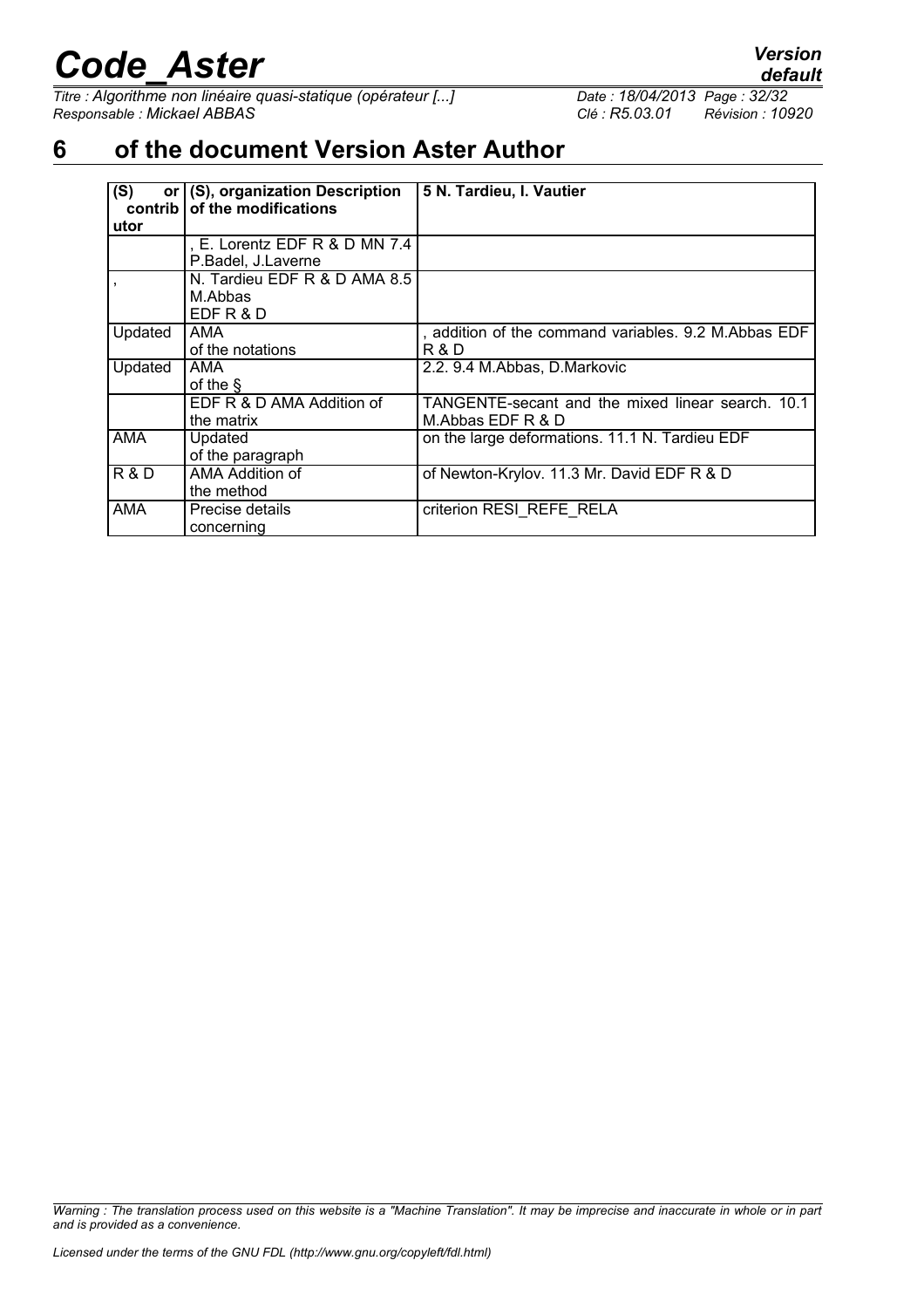# 6 of the document Version Aster Author

| (S) or contrib utor | (S), organization Description of the modifications | 5 N. Tardieu, I. Vautier |
|---|---|---|
| | , E. Lorentz EDF R & D MN 7.4 P.Badel, J.Laverne | |
| , | N. Tardieu EDF R & D AMA 8.5 M.Abbas EDF R & D | |
| Updated | AMA of the notations | , addition of the command variables. 9.2 M.Abbas EDF R & D |
| Updated | AMA of the § | 2.2. 9.4 M.Abbas, D.Markovic |
| | EDF R & D AMA Addition of the matrix | TANGENTE-secant and the mixed linear search. 10.1 M.Abbas EDF R & D |
| AMA | Updated of the paragraph | on the large deformations. 11.1 N. Tardieu EDF |
| R & D | AMA Addition of the method | of Newton-Krylov. 11.3 Mr. David EDF R & D |
| AMA | Precise details concerning | criterion RESI_REFE_RELA |